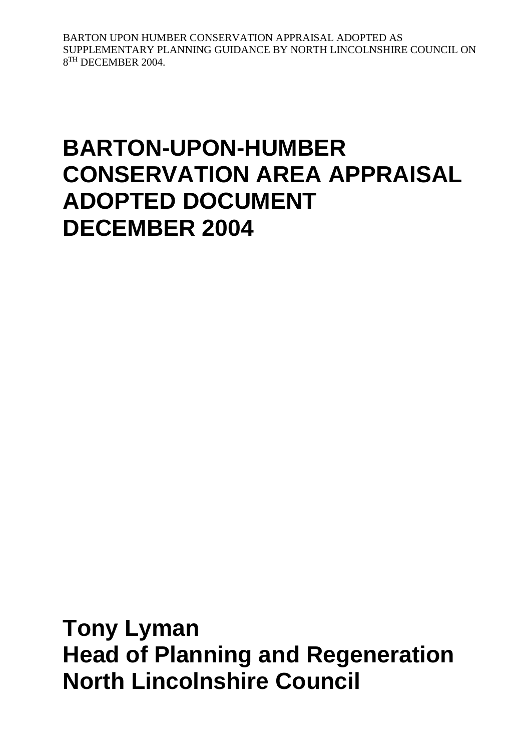BARTON UPON HUMBER CONSERVATION APPRAISAL ADOPTED AS SUPPLEMENTARY PLANNING GUIDANCE BY NORTH LINCOLNSHIRE COUNCIL ON 8TH DECEMBER 2004.

# BARTON-UPON-HUMBER CONSERVATION AREA APPRAISAL ADOPTED DOCUMENT DECEMBER 2004

**Tony Lyman**
**Head of Planning and Regeneration**
**North Lincolnshire Council**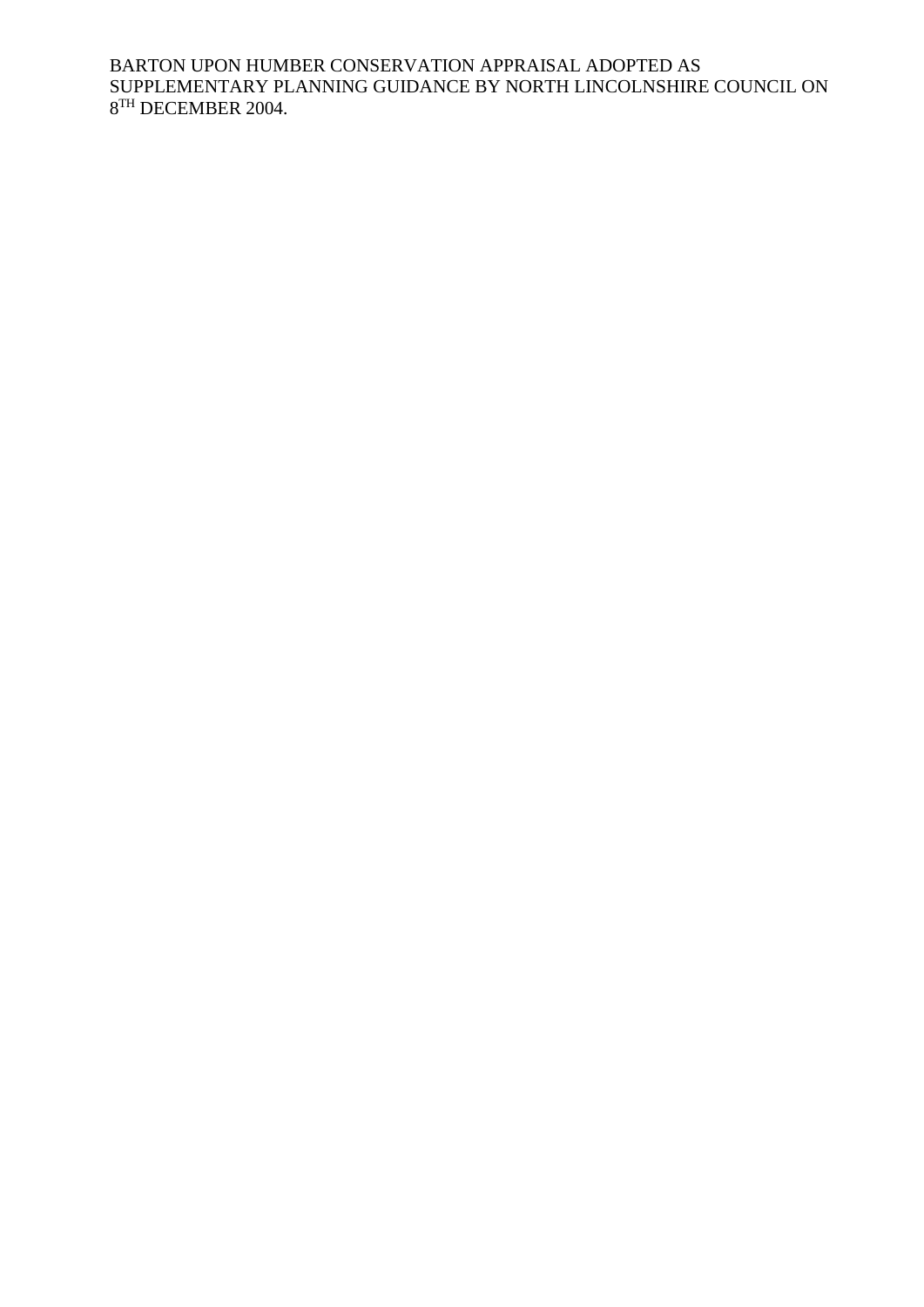BARTON UPON HUMBER CONSERVATION APPRAISAL ADOPTED AS SUPPLEMENTARY PLANNING GUIDANCE BY NORTH LINCOLNSHIRE COUNCIL ON 8TH DECEMBER 2004.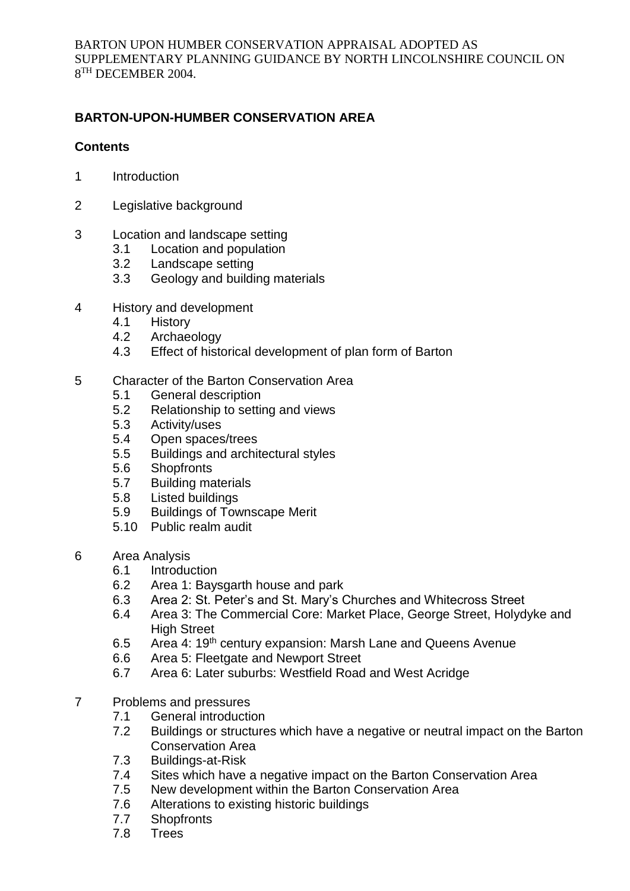BARTON UPON HUMBER CONSERVATION APPRAISAL ADOPTED AS SUPPLEMENTARY PLANNING GUIDANCE BY NORTH LINCOLNSHIRE COUNCIL ON 8TH DECEMBER 2004.

## BARTON-UPON-HUMBER CONSERVATION AREA

### Contents

1 Introduction

2 Legislative background

3 Location and landscape setting
- 3.1 Location and population
- 3.2 Landscape setting
- 3.3 Geology and building materials

4 History and development
- 4.1 History
- 4.2 Archaeology
- 4.3 Effect of historical development of plan form of Barton

5 Character of the Barton Conservation Area
- 5.1 General description
- 5.2 Relationship to setting and views
- 5.3 Activity/uses
- 5.4 Open spaces/trees
- 5.5 Buildings and architectural styles
- 5.6 Shopfronts
- 5.7 Building materials
- 5.8 Listed buildings
- 5.9 Buildings of Townscape Merit
- 5.10 Public realm audit

6 Area Analysis
- 6.1 Introduction
- 6.2 Area 1: Baysgarth house and park
- 6.3 Area 2: St. Peter's and St. Mary's Churches and Whitecross Street
- 6.4 Area 3: The Commercial Core: Market Place, George Street, Holydyke and High Street
- 6.5 Area 4: 19th century expansion: Marsh Lane and Queens Avenue
- 6.6 Area 5: Fleetgate and Newport Street
- 6.7 Area 6: Later suburbs: Westfield Road and West Acridge

7 Problems and pressures
- 7.1 General introduction
- 7.2 Buildings or structures which have a negative or neutral impact on the Barton Conservation Area
- 7.3 Buildings-at-Risk
- 7.4 Sites which have a negative impact on the Barton Conservation Area
- 7.5 New development within the Barton Conservation Area
- 7.6 Alterations to existing historic buildings
- 7.7 Shopfronts
- 7.8 Trees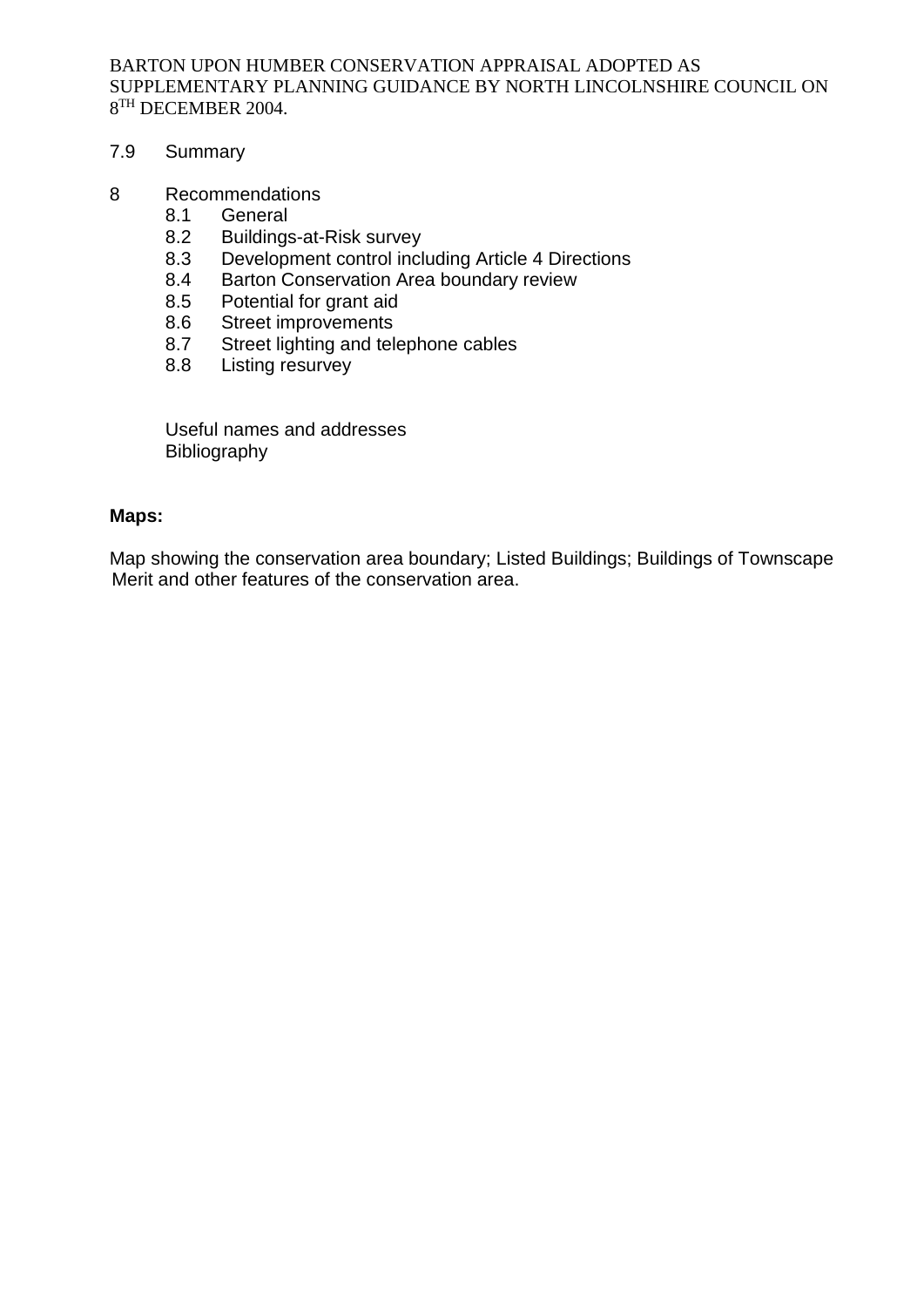7.9 Summary

8 Recommendations
- 8.1 General
- 8.2 Buildings-at-Risk survey
- 8.3 Development control including Article 4 Directions
- 8.4 Barton Conservation Area boundary review
- 8.5 Potential for grant aid
- 8.6 Street improvements
- 8.7 Street lighting and telephone cables
- 8.8 Listing resurvey

Useful names and addresses
Bibliography

**Maps:**

Map showing the conservation area boundary; Listed Buildings; Buildings of Townscape Merit and other features of the conservation area.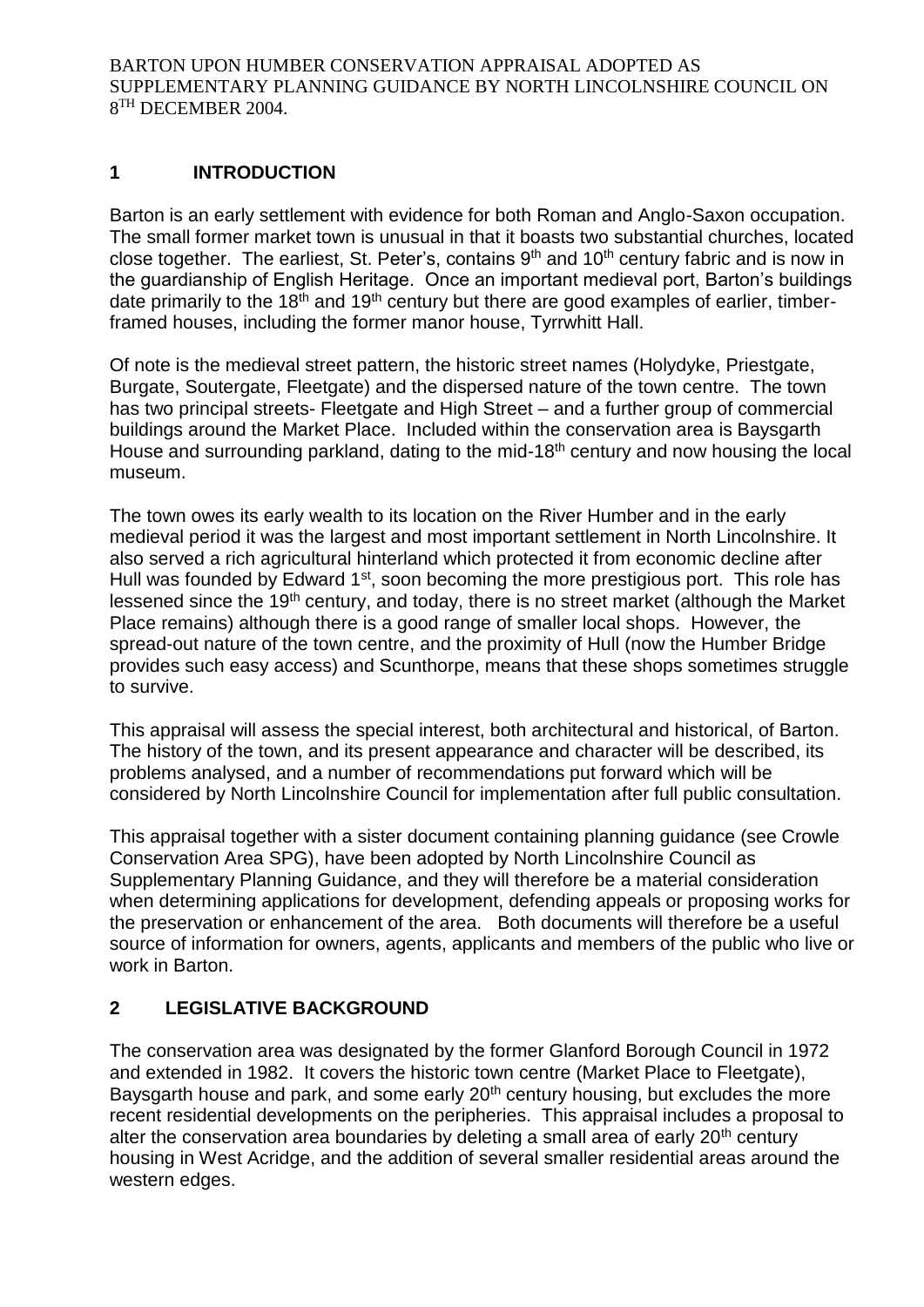BARTON UPON HUMBER CONSERVATION APPRAISAL ADOPTED AS SUPPLEMENTARY PLANNING GUIDANCE BY NORTH LINCOLNSHIRE COUNCIL ON 8TH DECEMBER 2004.

## 1 INTRODUCTION

Barton is an early settlement with evidence for both Roman and Anglo-Saxon occupation. The small former market town is unusual in that it boasts two substantial churches, located close together. The earliest, St. Peter's, contains 9th and 10th century fabric and is now in the guardianship of English Heritage. Once an important medieval port, Barton's buildings date primarily to the 18th and 19th century but there are good examples of earlier, timber-framed houses, including the former manor house, Tyrrwhitt Hall.

Of note is the medieval street pattern, the historic street names (Holydyke, Priestgate, Burgate, Soutergate, Fleetgate) and the dispersed nature of the town centre. The town has two principal streets- Fleetgate and High Street – and a further group of commercial buildings around the Market Place. Included within the conservation area is Baysgarth House and surrounding parkland, dating to the mid-18th century and now housing the local museum.

The town owes its early wealth to its location on the River Humber and in the early medieval period it was the largest and most important settlement in North Lincolnshire. It also served a rich agricultural hinterland which protected it from economic decline after Hull was founded by Edward 1st, soon becoming the more prestigious port. This role has lessened since the 19th century, and today, there is no street market (although the Market Place remains) although there is a good range of smaller local shops. However, the spread-out nature of the town centre, and the proximity of Hull (now the Humber Bridge provides such easy access) and Scunthorpe, means that these shops sometimes struggle to survive.

This appraisal will assess the special interest, both architectural and historical, of Barton. The history of the town, and its present appearance and character will be described, its problems analysed, and a number of recommendations put forward which will be considered by North Lincolnshire Council for implementation after full public consultation.

This appraisal together with a sister document containing planning guidance (see Crowle Conservation Area SPG), have been adopted by North Lincolnshire Council as Supplementary Planning Guidance, and they will therefore be a material consideration when determining applications for development, defending appeals or proposing works for the preservation or enhancement of the area. Both documents will therefore be a useful source of information for owners, agents, applicants and members of the public who live or work in Barton.

## 2 LEGISLATIVE BACKGROUND

The conservation area was designated by the former Glanford Borough Council in 1972 and extended in 1982. It covers the historic town centre (Market Place to Fleetgate), Baysgarth house and park, and some early 20th century housing, but excludes the more recent residential developments on the peripheries. This appraisal includes a proposal to alter the conservation area boundaries by deleting a small area of early 20th century housing in West Acridge, and the addition of several smaller residential areas around the western edges.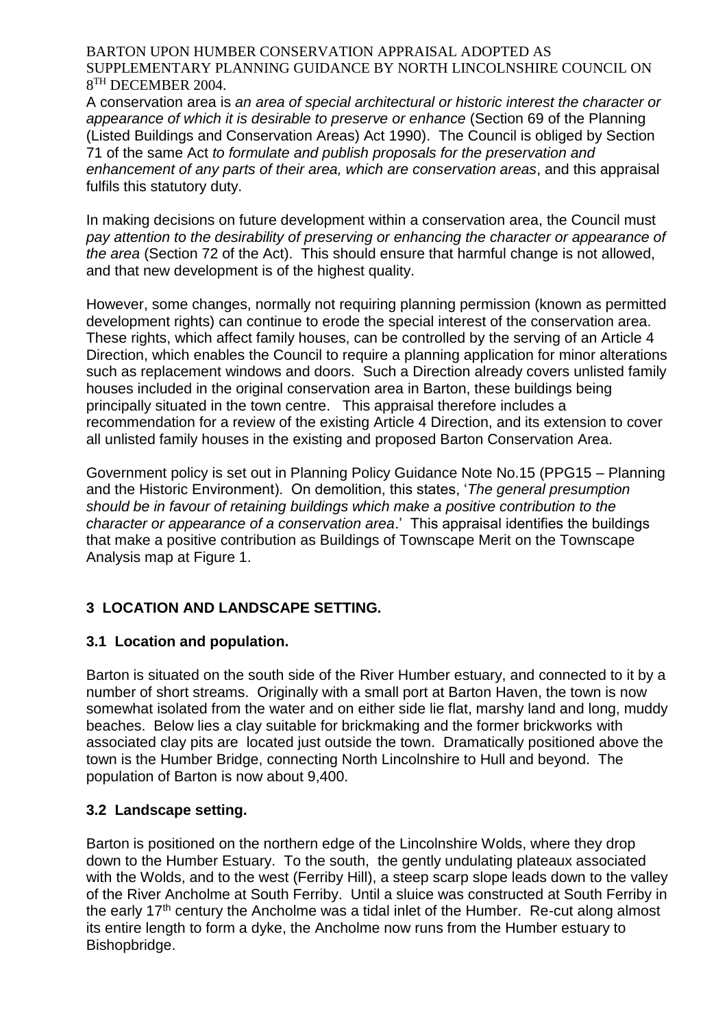BARTON UPON HUMBER CONSERVATION APPRAISAL ADOPTED AS SUPPLEMENTARY PLANNING GUIDANCE BY NORTH LINCOLNSHIRE COUNCIL ON 8TH DECEMBER 2004.

A conservation area is *an area of special architectural or historic interest the character or appearance of which it is desirable to preserve or enhance* (Section 69 of the Planning (Listed Buildings and Conservation Areas) Act 1990). The Council is obliged by Section 71 of the same Act *to formulate and publish proposals for the preservation and enhancement of any parts of their area, which are conservation areas*, and this appraisal fulfils this statutory duty.

In making decisions on future development within a conservation area, the Council must *pay attention to the desirability of preserving or enhancing the character or appearance of the area* (Section 72 of the Act). This should ensure that harmful change is not allowed, and that new development is of the highest quality.

However, some changes, normally not requiring planning permission (known as permitted development rights) can continue to erode the special interest of the conservation area. These rights, which affect family houses, can be controlled by the serving of an Article 4 Direction, which enables the Council to require a planning application for minor alterations such as replacement windows and doors. Such a Direction already covers unlisted family houses included in the original conservation area in Barton, these buildings being principally situated in the town centre. This appraisal therefore includes a recommendation for a review of the existing Article 4 Direction, and its extension to cover all unlisted family houses in the existing and proposed Barton Conservation Area.

Government policy is set out in Planning Policy Guidance Note No.15 (PPG15 – Planning and the Historic Environment). On demolition, this states, '*The general presumption should be in favour of retaining buildings which make a positive contribution to the character or appearance of a conservation area*.' This appraisal identifies the buildings that make a positive contribution as Buildings of Townscape Merit on the Townscape Analysis map at Figure 1.

## 3 LOCATION AND LANDSCAPE SETTING.

### 3.1 Location and population.

Barton is situated on the south side of the River Humber estuary, and connected to it by a number of short streams. Originally with a small port at Barton Haven, the town is now somewhat isolated from the water and on either side lie flat, marshy land and long, muddy beaches. Below lies a clay suitable for brickmaking and the former brickworks with associated clay pits are located just outside the town. Dramatically positioned above the town is the Humber Bridge, connecting North Lincolnshire to Hull and beyond. The population of Barton is now about 9,400.

### 3.2 Landscape setting.

Barton is positioned on the northern edge of the Lincolnshire Wolds, where they drop down to the Humber Estuary. To the south, the gently undulating plateaux associated with the Wolds, and to the west (Ferriby Hill), a steep scarp slope leads down to the valley of the River Ancholme at South Ferriby. Until a sluice was constructed at South Ferriby in the early 17th century the Ancholme was a tidal inlet of the Humber. Re-cut along almost its entire length to form a dyke, the Ancholme now runs from the Humber estuary to Bishopbridge.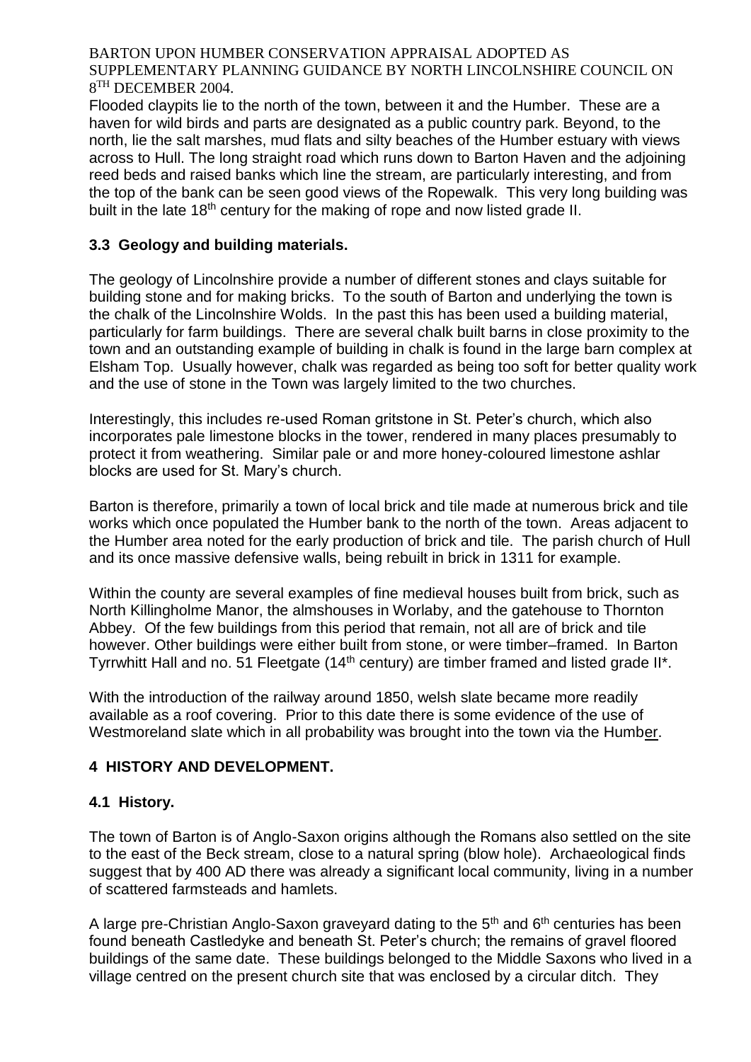Flooded claypits lie to the north of the town, between it and the Humber. These are a haven for wild birds and parts are designated as a public country park. Beyond, to the north, lie the salt marshes, mud flats and silty beaches of the Humber estuary with views across to Hull. The long straight road which runs down to Barton Haven and the adjoining reed beds and raised banks which line the stream, are particularly interesting, and from the top of the bank can be seen good views of the Ropewalk. This very long building was built in the late 18th century for the making of rope and now listed grade II.

### 3.3 Geology and building materials.

The geology of Lincolnshire provide a number of different stones and clays suitable for building stone and for making bricks. To the south of Barton and underlying the town is the chalk of the Lincolnshire Wolds. In the past this has been used a building material, particularly for farm buildings. There are several chalk built barns in close proximity to the town and an outstanding example of building in chalk is found in the large barn complex at Elsham Top. Usually however, chalk was regarded as being too soft for better quality work and the use of stone in the Town was largely limited to the two churches.

Interestingly, this includes re-used Roman gritstone in St. Peter's church, which also incorporates pale limestone blocks in the tower, rendered in many places presumably to protect it from weathering. Similar pale or and more honey-coloured limestone ashlar blocks are used for St. Mary's church.

Barton is therefore, primarily a town of local brick and tile made at numerous brick and tile works which once populated the Humber bank to the north of the town. Areas adjacent to the Humber area noted for the early production of brick and tile. The parish church of Hull and its once massive defensive walls, being rebuilt in brick in 1311 for example.

Within the county are several examples of fine medieval houses built from brick, such as North Killingholme Manor, the almshouses in Worlaby, and the gatehouse to Thornton Abbey. Of the few buildings from this period that remain, not all are of brick and tile however. Other buildings were either built from stone, or were timber–framed. In Barton Tyrrwhitt Hall and no. 51 Fleetgate (14th century) are timber framed and listed grade II*.

With the introduction of the railway around 1850, welsh slate became more readily available as a roof covering. Prior to this date there is some evidence of the use of Westmoreland slate which in all probability was brought into the town via the Humber.

## 4 HISTORY AND DEVELOPMENT.

### 4.1 History.

The town of Barton is of Anglo-Saxon origins although the Romans also settled on the site to the east of the Beck stream, close to a natural spring (blow hole). Archaeological finds suggest that by 400 AD there was already a significant local community, living in a number of scattered farmsteads and hamlets.

A large pre-Christian Anglo-Saxon graveyard dating to the 5th and 6th centuries has been found beneath Castledyke and beneath St. Peter's church; the remains of gravel floored buildings of the same date. These buildings belonged to the Middle Saxons who lived in a village centred on the present church site that was enclosed by a circular ditch. They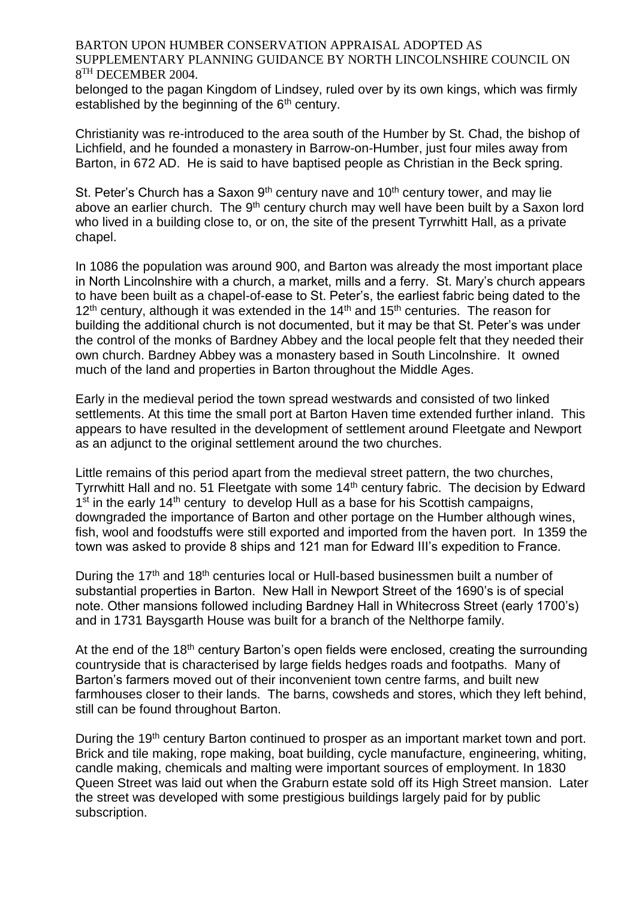belonged to the pagan Kingdom of Lindsey, ruled over by its own kings, which was firmly established by the beginning of the 6th century.

Christianity was re-introduced to the area south of the Humber by St. Chad, the bishop of Lichfield, and he founded a monastery in Barrow-on-Humber, just four miles away from Barton, in 672 AD. He is said to have baptised people as Christian in the Beck spring.

St. Peter's Church has a Saxon 9th century nave and 10th century tower, and may lie above an earlier church. The 9th century church may well have been built by a Saxon lord who lived in a building close to, or on, the site of the present Tyrrwhitt Hall, as a private chapel.

In 1086 the population was around 900, and Barton was already the most important place in North Lincolnshire with a church, a market, mills and a ferry. St. Mary's church appears to have been built as a chapel-of-ease to St. Peter's, the earliest fabric being dated to the 12th century, although it was extended in the 14th and 15th centuries. The reason for building the additional church is not documented, but it may be that St. Peter's was under the control of the monks of Bardney Abbey and the local people felt that they needed their own church. Bardney Abbey was a monastery based in South Lincolnshire. It owned much of the land and properties in Barton throughout the Middle Ages.

Early in the medieval period the town spread westwards and consisted of two linked settlements. At this time the small port at Barton Haven time extended further inland. This appears to have resulted in the development of settlement around Fleetgate and Newport as an adjunct to the original settlement around the two churches.

Little remains of this period apart from the medieval street pattern, the two churches, Tyrrwhitt Hall and no. 51 Fleetgate with some 14th century fabric. The decision by Edward 1st in the early 14th century to develop Hull as a base for his Scottish campaigns, downgraded the importance of Barton and other portage on the Humber although wines, fish, wool and foodstuffs were still exported and imported from the haven port. In 1359 the town was asked to provide 8 ships and 121 man for Edward III's expedition to France.

During the 17th and 18th centuries local or Hull-based businessmen built a number of substantial properties in Barton. New Hall in Newport Street of the 1690's is of special note. Other mansions followed including Bardney Hall in Whitecross Street (early 1700's) and in 1731 Baysgarth House was built for a branch of the Nelthorpe family.

At the end of the 18th century Barton's open fields were enclosed, creating the surrounding countryside that is characterised by large fields hedges roads and footpaths. Many of Barton's farmers moved out of their inconvenient town centre farms, and built new farmhouses closer to their lands. The barns, cowsheds and stores, which they left behind, still can be found throughout Barton.

During the 19th century Barton continued to prosper as an important market town and port. Brick and tile making, rope making, boat building, cycle manufacture, engineering, whiting, candle making, chemicals and malting were important sources of employment. In 1830 Queen Street was laid out when the Graburn estate sold off its High Street mansion. Later the street was developed with some prestigious buildings largely paid for by public subscription.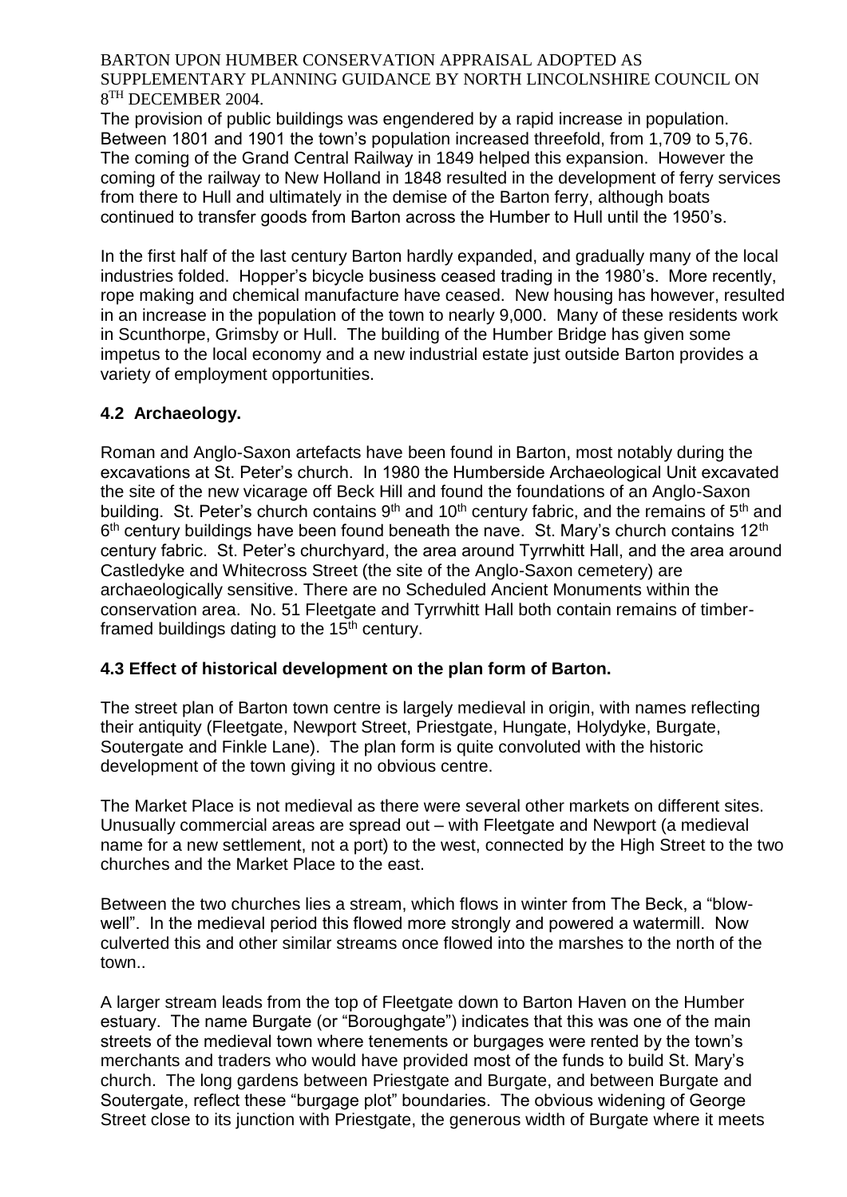The provision of public buildings was engendered by a rapid increase in population. Between 1801 and 1901 the town's population increased threefold, from 1,709 to 5,76. The coming of the Grand Central Railway in 1849 helped this expansion. However the coming of the railway to New Holland in 1848 resulted in the development of ferry services from there to Hull and ultimately in the demise of the Barton ferry, although boats continued to transfer goods from Barton across the Humber to Hull until the 1950's.

In the first half of the last century Barton hardly expanded, and gradually many of the local industries folded. Hopper's bicycle business ceased trading in the 1980's. More recently, rope making and chemical manufacture have ceased. New housing has however, resulted in an increase in the population of the town to nearly 9,000. Many of these residents work in Scunthorpe, Grimsby or Hull. The building of the Humber Bridge has given some impetus to the local economy and a new industrial estate just outside Barton provides a variety of employment opportunities.

## 4.2 Archaeology.

Roman and Anglo-Saxon artefacts have been found in Barton, most notably during the excavations at St. Peter's church. In 1980 the Humberside Archaeological Unit excavated the site of the new vicarage off Beck Hill and found the foundations of an Anglo-Saxon building. St. Peter's church contains 9th and 10th century fabric, and the remains of 5th and 6th century buildings have been found beneath the nave. St. Mary's church contains 12th century fabric. St. Peter's churchyard, the area around Tyrrwhitt Hall, and the area around Castledyke and Whitecross Street (the site of the Anglo-Saxon cemetery) are archaeologically sensitive. There are no Scheduled Ancient Monuments within the conservation area. No. 51 Fleetgate and Tyrrwhitt Hall both contain remains of timber-framed buildings dating to the 15th century.

## 4.3 Effect of historical development on the plan form of Barton.

The street plan of Barton town centre is largely medieval in origin, with names reflecting their antiquity (Fleetgate, Newport Street, Priestgate, Hungate, Holydyke, Burgate, Soutergate and Finkle Lane). The plan form is quite convoluted with the historic development of the town giving it no obvious centre.

The Market Place is not medieval as there were several other markets on different sites. Unusually commercial areas are spread out – with Fleetgate and Newport (a medieval name for a new settlement, not a port) to the west, connected by the High Street to the two churches and the Market Place to the east.

Between the two churches lies a stream, which flows in winter from The Beck, a "blow-well". In the medieval period this flowed more strongly and powered a watermill. Now culverted this and other similar streams once flowed into the marshes to the north of the town..

A larger stream leads from the top of Fleetgate down to Barton Haven on the Humber estuary. The name Burgate (or "Boroughgate") indicates that this was one of the main streets of the medieval town where tenements or burgages were rented by the town's merchants and traders who would have provided most of the funds to build St. Mary's church. The long gardens between Priestgate and Burgate, and between Burgate and Soutergate, reflect these "burgage plot" boundaries. The obvious widening of George Street close to its junction with Priestgate, the generous width of Burgate where it meets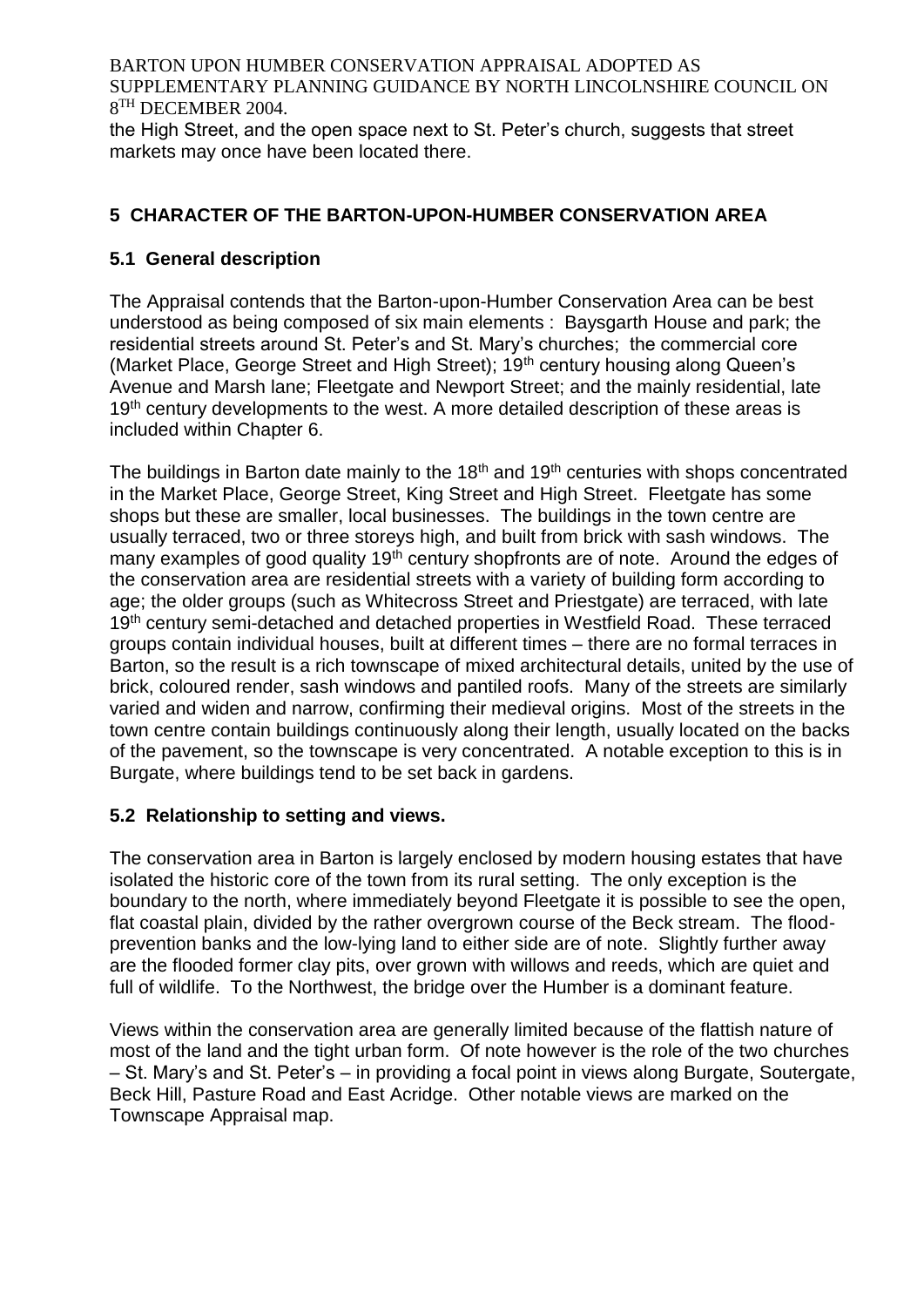the High Street, and the open space next to St. Peter's church, suggests that street markets may once have been located there.

## 5 CHARACTER OF THE BARTON-UPON-HUMBER CONSERVATION AREA

### 5.1 General description

The Appraisal contends that the Barton-upon-Humber Conservation Area can be best understood as being composed of six main elements : Baysgarth House and park; the residential streets around St. Peter's and St. Mary's churches; the commercial core (Market Place, George Street and High Street); 19th century housing along Queen's Avenue and Marsh lane; Fleetgate and Newport Street; and the mainly residential, late 19th century developments to the west. A more detailed description of these areas is included within Chapter 6.

The buildings in Barton date mainly to the 18th and 19th centuries with shops concentrated in the Market Place, George Street, King Street and High Street. Fleetgate has some shops but these are smaller, local businesses. The buildings in the town centre are usually terraced, two or three storeys high, and built from brick with sash windows. The many examples of good quality 19th century shopfronts are of note. Around the edges of the conservation area are residential streets with a variety of building form according to age; the older groups (such as Whitecross Street and Priestgate) are terraced, with late 19th century semi-detached and detached properties in Westfield Road. These terraced groups contain individual houses, built at different times – there are no formal terraces in Barton, so the result is a rich townscape of mixed architectural details, united by the use of brick, coloured render, sash windows and pantiled roofs. Many of the streets are similarly varied and widen and narrow, confirming their medieval origins. Most of the streets in the town centre contain buildings continuously along their length, usually located on the backs of the pavement, so the townscape is very concentrated. A notable exception to this is in Burgate, where buildings tend to be set back in gardens.

### 5.2 Relationship to setting and views.

The conservation area in Barton is largely enclosed by modern housing estates that have isolated the historic core of the town from its rural setting. The only exception is the boundary to the north, where immediately beyond Fleetgate it is possible to see the open, flat coastal plain, divided by the rather overgrown course of the Beck stream. The flood-prevention banks and the low-lying land to either side are of note. Slightly further away are the flooded former clay pits, over grown with willows and reeds, which are quiet and full of wildlife. To the Northwest, the bridge over the Humber is a dominant feature.

Views within the conservation area are generally limited because of the flattish nature of most of the land and the tight urban form. Of note however is the role of the two churches – St. Mary's and St. Peter's – in providing a focal point in views along Burgate, Soutergate, Beck Hill, Pasture Road and East Acridge. Other notable views are marked on the Townscape Appraisal map.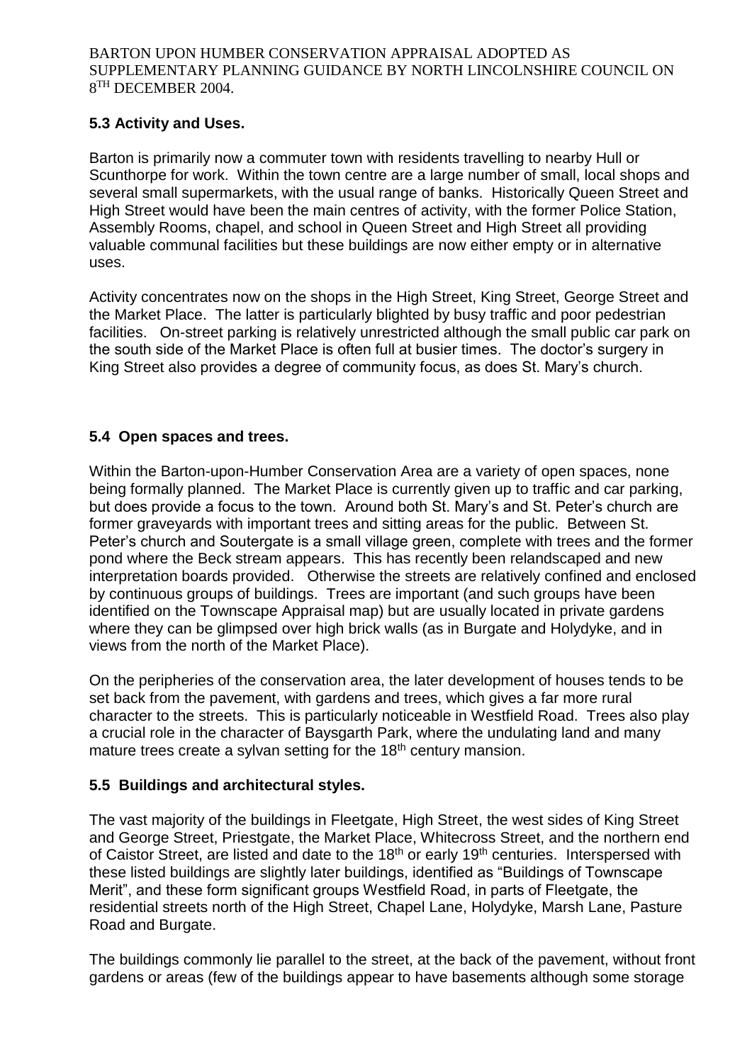## 5.3 Activity and Uses.

Barton is primarily now a commuter town with residents travelling to nearby Hull or Scunthorpe for work. Within the town centre are a large number of small, local shops and several small supermarkets, with the usual range of banks. Historically Queen Street and High Street would have been the main centres of activity, with the former Police Station, Assembly Rooms, chapel, and school in Queen Street and High Street all providing valuable communal facilities but these buildings are now either empty or in alternative uses.

Activity concentrates now on the shops in the High Street, King Street, George Street and the Market Place. The latter is particularly blighted by busy traffic and poor pedestrian facilities. On-street parking is relatively unrestricted although the small public car park on the south side of the Market Place is often full at busier times. The doctor's surgery in King Street also provides a degree of community focus, as does St. Mary's church.

## 5.4 Open spaces and trees.

Within the Barton-upon-Humber Conservation Area are a variety of open spaces, none being formally planned. The Market Place is currently given up to traffic and car parking, but does provide a focus to the town. Around both St. Mary's and St. Peter's church are former graveyards with important trees and sitting areas for the public. Between St. Peter's church and Soutergate is a small village green, complete with trees and the former pond where the Beck stream appears. This has recently been relandscaped and new interpretation boards provided. Otherwise the streets are relatively confined and enclosed by continuous groups of buildings. Trees are important (and such groups have been identified on the Townscape Appraisal map) but are usually located in private gardens where they can be glimpsed over high brick walls (as in Burgate and Holydyke, and in views from the north of the Market Place).

On the peripheries of the conservation area, the later development of houses tends to be set back from the pavement, with gardens and trees, which gives a far more rural character to the streets. This is particularly noticeable in Westfield Road. Trees also play a crucial role in the character of Baysgarth Park, where the undulating land and many mature trees create a sylvan setting for the 18th century mansion.

## 5.5 Buildings and architectural styles.

The vast majority of the buildings in Fleetgate, High Street, the west sides of King Street and George Street, Priestgate, the Market Place, Whitecross Street, and the northern end of Caistor Street, are listed and date to the 18th or early 19th centuries. Interspersed with these listed buildings are slightly later buildings, identified as "Buildings of Townscape Merit", and these form significant groups Westfield Road, in parts of Fleetgate, the residential streets north of the High Street, Chapel Lane, Holydyke, Marsh Lane, Pasture Road and Burgate.

The buildings commonly lie parallel to the street, at the back of the pavement, without front gardens or areas (few of the buildings appear to have basements although some storage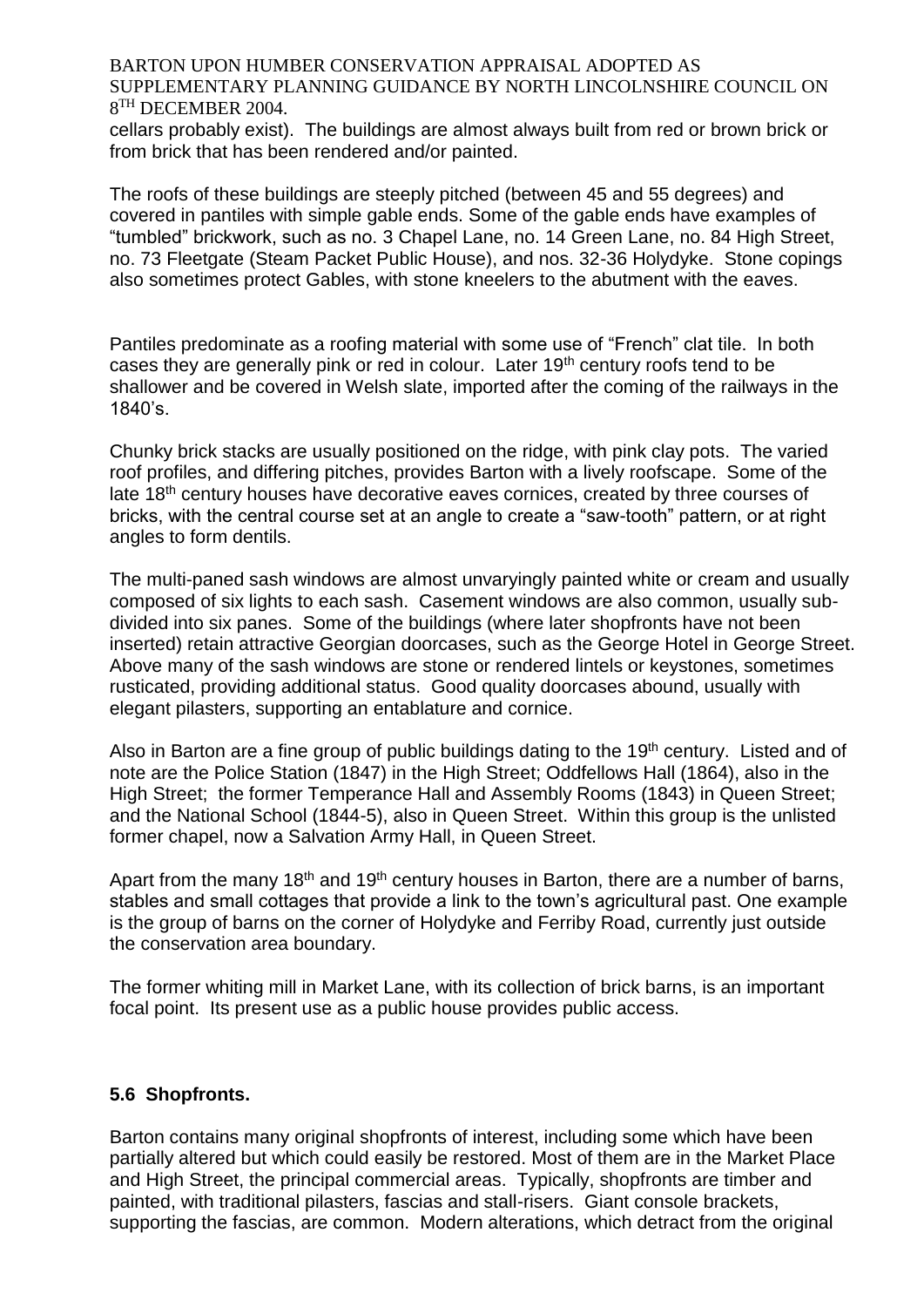cellars probably exist). The buildings are almost always built from red or brown brick or from brick that has been rendered and/or painted.

The roofs of these buildings are steeply pitched (between 45 and 55 degrees) and covered in pantiles with simple gable ends. Some of the gable ends have examples of "tumbled" brickwork, such as no. 3 Chapel Lane, no. 14 Green Lane, no. 84 High Street, no. 73 Fleetgate (Steam Packet Public House), and nos. 32-36 Holydyke. Stone copings also sometimes protect Gables, with stone kneelers to the abutment with the eaves.

Pantiles predominate as a roofing material with some use of "French" clat tile. In both cases they are generally pink or red in colour. Later 19th century roofs tend to be shallower and be covered in Welsh slate, imported after the coming of the railways in the 1840's.

Chunky brick stacks are usually positioned on the ridge, with pink clay pots. The varied roof profiles, and differing pitches, provides Barton with a lively roofscape. Some of the late 18th century houses have decorative eaves cornices, created by three courses of bricks, with the central course set at an angle to create a "saw-tooth" pattern, or at right angles to form dentils.

The multi-paned sash windows are almost unvaryingly painted white or cream and usually composed of six lights to each sash. Casement windows are also common, usually sub-divided into six panes. Some of the buildings (where later shopfronts have not been inserted) retain attractive Georgian doorcases, such as the George Hotel in George Street. Above many of the sash windows are stone or rendered lintels or keystones, sometimes rusticated, providing additional status. Good quality doorcases abound, usually with elegant pilasters, supporting an entablature and cornice.

Also in Barton are a fine group of public buildings dating to the 19th century. Listed and of note are the Police Station (1847) in the High Street; Oddfellows Hall (1864), also in the High Street; the former Temperance Hall and Assembly Rooms (1843) in Queen Street; and the National School (1844-5), also in Queen Street. Within this group is the unlisted former chapel, now a Salvation Army Hall, in Queen Street.

Apart from the many 18th and 19th century houses in Barton, there are a number of barns, stables and small cottages that provide a link to the town's agricultural past. One example is the group of barns on the corner of Holydyke and Ferriby Road, currently just outside the conservation area boundary.

The former whiting mill in Market Lane, with its collection of brick barns, is an important focal point. Its present use as a public house provides public access.

### 5.6 Shopfronts.

Barton contains many original shopfronts of interest, including some which have been partially altered but which could easily be restored. Most of them are in the Market Place and High Street, the principal commercial areas. Typically, shopfronts are timber and painted, with traditional pilasters, fascias and stall-risers. Giant console brackets, supporting the fascias, are common. Modern alterations, which detract from the original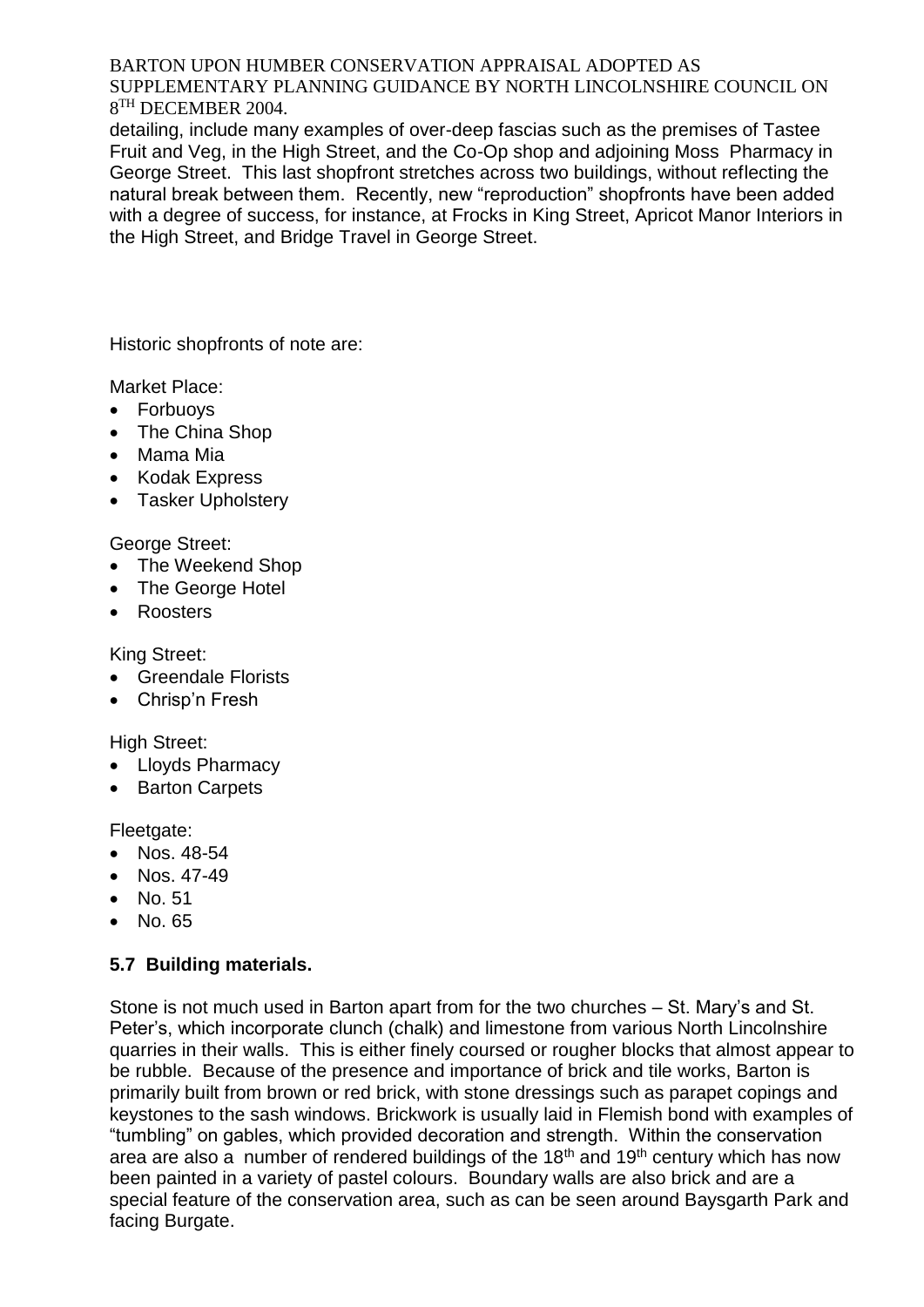detailing, include many examples of over-deep fascias such as the premises of Tastee Fruit and Veg, in the High Street, and the Co-Op shop and adjoining Moss Pharmacy in George Street. This last shopfront stretches across two buildings, without reflecting the natural break between them. Recently, new "reproduction" shopfronts have been added with a degree of success, for instance, at Frocks in King Street, Apricot Manor Interiors in the High Street, and Bridge Travel in George Street.

Historic shopfronts of note are:

Market Place:

- Forbuoys
- The China Shop
- Mama Mia
- Kodak Express
- Tasker Upholstery

George Street:

- The Weekend Shop
- The George Hotel
- Roosters

King Street:

- Greendale Florists
- Chrisp'n Fresh

High Street:

- Lloyds Pharmacy
- Barton Carpets

Fleetgate:

- Nos. 48-54
- Nos. 47-49
- No. 51
- No. 65

### 5.7 Building materials.

Stone is not much used in Barton apart from for the two churches – St. Mary's and St. Peter's, which incorporate clunch (chalk) and limestone from various North Lincolnshire quarries in their walls. This is either finely coursed or rougher blocks that almost appear to be rubble. Because of the presence and importance of brick and tile works, Barton is primarily built from brown or red brick, with stone dressings such as parapet copings and keystones to the sash windows. Brickwork is usually laid in Flemish bond with examples of "tumbling" on gables, which provided decoration and strength. Within the conservation area are also a number of rendered buildings of the 18th and 19th century which has now been painted in a variety of pastel colours. Boundary walls are also brick and are a special feature of the conservation area, such as can be seen around Baysgarth Park and facing Burgate.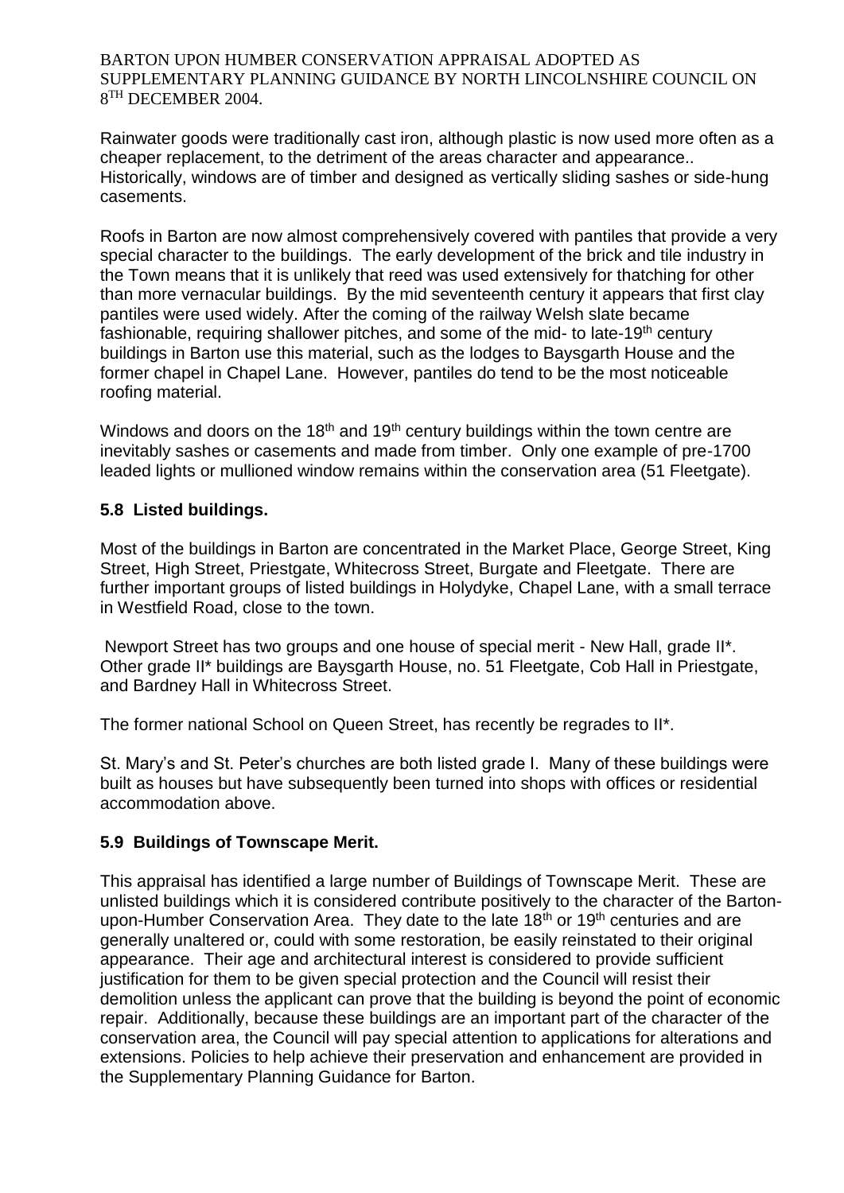Rainwater goods were traditionally cast iron, although plastic is now used more often as a cheaper replacement, to the detriment of the areas character and appearance.. Historically, windows are of timber and designed as vertically sliding sashes or side-hung casements.

Roofs in Barton are now almost comprehensively covered with pantiles that provide a very special character to the buildings. The early development of the brick and tile industry in the Town means that it is unlikely that reed was used extensively for thatching for other than more vernacular buildings. By the mid seventeenth century it appears that first clay pantiles were used widely. After the coming of the railway Welsh slate became fashionable, requiring shallower pitches, and some of the mid- to late-19th century buildings in Barton use this material, such as the lodges to Baysgarth House and the former chapel in Chapel Lane. However, pantiles do tend to be the most noticeable roofing material.

Windows and doors on the 18th and 19th century buildings within the town centre are inevitably sashes or casements and made from timber. Only one example of pre-1700 leaded lights or mullioned window remains within the conservation area (51 Fleetgate).

### 5.8 Listed buildings.

Most of the buildings in Barton are concentrated in the Market Place, George Street, King Street, High Street, Priestgate, Whitecross Street, Burgate and Fleetgate. There are further important groups of listed buildings in Holydyke, Chapel Lane, with a small terrace in Westfield Road, close to the town.

Newport Street has two groups and one house of special merit - New Hall, grade II*. Other grade II* buildings are Baysgarth House, no. 51 Fleetgate, Cob Hall in Priestgate, and Bardney Hall in Whitecross Street.

The former national School on Queen Street, has recently be regrades to II*.

St. Mary's and St. Peter's churches are both listed grade I. Many of these buildings were built as houses but have subsequently been turned into shops with offices or residential accommodation above.

### 5.9 Buildings of Townscape Merit.

This appraisal has identified a large number of Buildings of Townscape Merit. These are unlisted buildings which it is considered contribute positively to the character of the Barton-upon-Humber Conservation Area. They date to the late 18th or 19th centuries and are generally unaltered or, could with some restoration, be easily reinstated to their original appearance. Their age and architectural interest is considered to provide sufficient justification for them to be given special protection and the Council will resist their demolition unless the applicant can prove that the building is beyond the point of economic repair. Additionally, because these buildings are an important part of the character of the conservation area, the Council will pay special attention to applications for alterations and extensions. Policies to help achieve their preservation and enhancement are provided in the Supplementary Planning Guidance for Barton.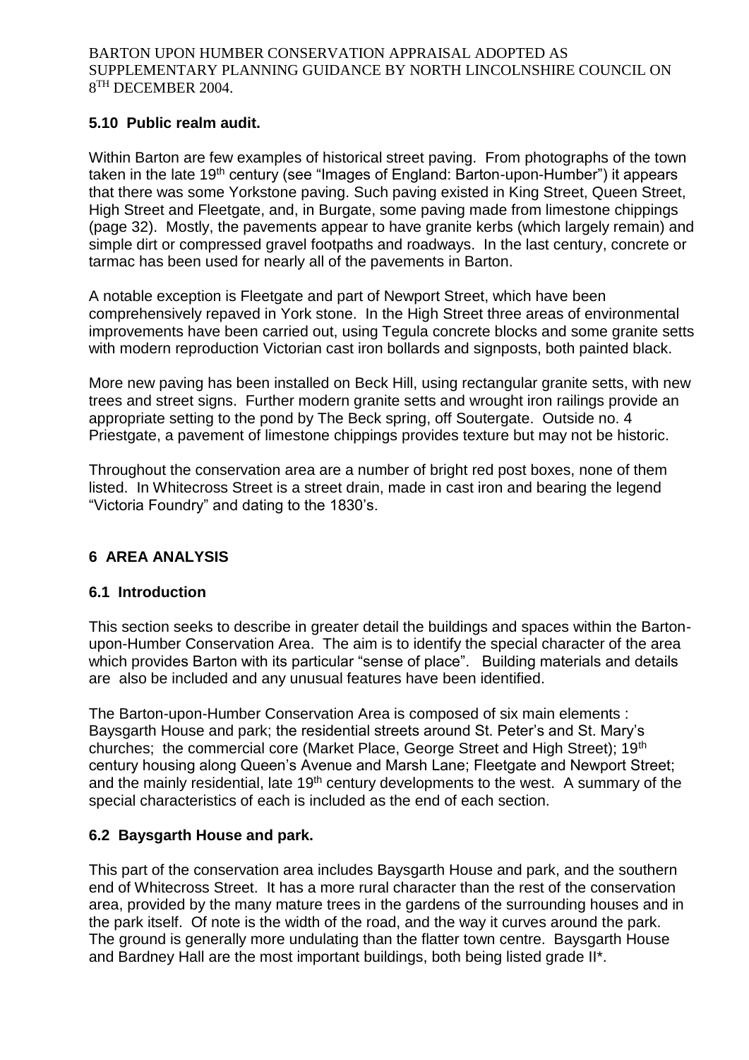## 5.10 Public realm audit.

Within Barton are few examples of historical street paving. From photographs of the town taken in the late 19th century (see "Images of England: Barton-upon-Humber") it appears that there was some Yorkstone paving. Such paving existed in King Street, Queen Street, High Street and Fleetgate, and, in Burgate, some paving made from limestone chippings (page 32). Mostly, the pavements appear to have granite kerbs (which largely remain) and simple dirt or compressed gravel footpaths and roadways. In the last century, concrete or tarmac has been used for nearly all of the pavements in Barton.

A notable exception is Fleetgate and part of Newport Street, which have been comprehensively repaved in York stone. In the High Street three areas of environmental improvements have been carried out, using Tegula concrete blocks and some granite setts with modern reproduction Victorian cast iron bollards and signposts, both painted black.

More new paving has been installed on Beck Hill, using rectangular granite setts, with new trees and street signs. Further modern granite setts and wrought iron railings provide an appropriate setting to the pond by The Beck spring, off Soutergate. Outside no. 4 Priestgate, a pavement of limestone chippings provides texture but may not be historic.

Throughout the conservation area are a number of bright red post boxes, none of them listed. In Whitecross Street is a street drain, made in cast iron and bearing the legend "Victoria Foundry" and dating to the 1830's.

# 6 AREA ANALYSIS

## 6.1 Introduction

This section seeks to describe in greater detail the buildings and spaces within the Barton-upon-Humber Conservation Area. The aim is to identify the special character of the area which provides Barton with its particular "sense of place". Building materials and details are also be included and any unusual features have been identified.

The Barton-upon-Humber Conservation Area is composed of six main elements : Baysgarth House and park; the residential streets around St. Peter's and St. Mary's churches; the commercial core (Market Place, George Street and High Street); 19th century housing along Queen's Avenue and Marsh Lane; Fleetgate and Newport Street; and the mainly residential, late 19th century developments to the west. A summary of the special characteristics of each is included as the end of each section.

## 6.2 Baysgarth House and park.

This part of the conservation area includes Baysgarth House and park, and the southern end of Whitecross Street. It has a more rural character than the rest of the conservation area, provided by the many mature trees in the gardens of the surrounding houses and in the park itself. Of note is the width of the road, and the way it curves around the park. The ground is generally more undulating than the flatter town centre. Baysgarth House and Bardney Hall are the most important buildings, both being listed grade II*.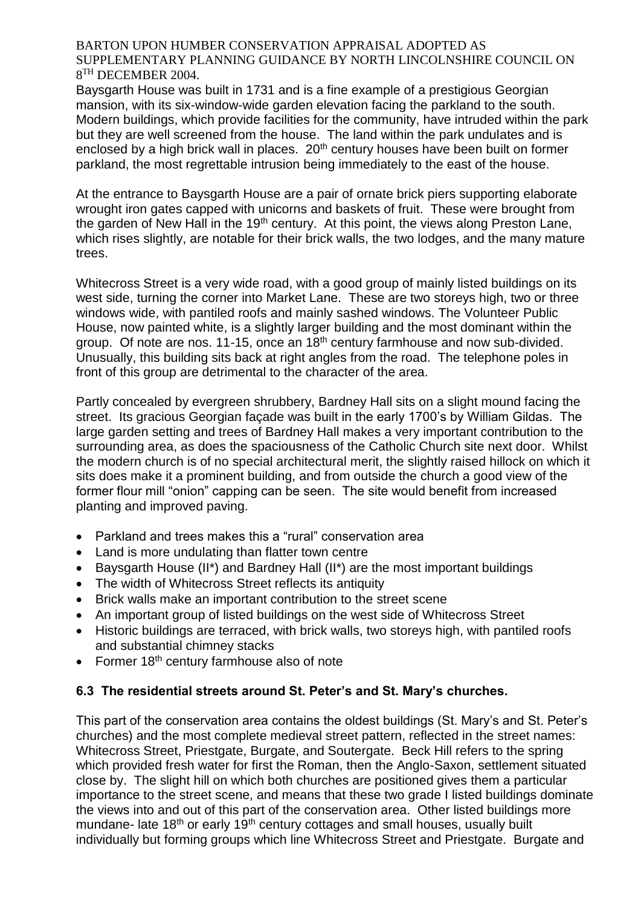Baysgarth House was built in 1731 and is a fine example of a prestigious Georgian mansion, with its six-window-wide garden elevation facing the parkland to the south. Modern buildings, which provide facilities for the community, have intruded within the park but they are well screened from the house. The land within the park undulates and is enclosed by a high brick wall in places. 20th century houses have been built on former parkland, the most regrettable intrusion being immediately to the east of the house.

At the entrance to Baysgarth House are a pair of ornate brick piers supporting elaborate wrought iron gates capped with unicorns and baskets of fruit. These were brought from the garden of New Hall in the 19th century. At this point, the views along Preston Lane, which rises slightly, are notable for their brick walls, the two lodges, and the many mature trees.

Whitecross Street is a very wide road, with a good group of mainly listed buildings on its west side, turning the corner into Market Lane. These are two storeys high, two or three windows wide, with pantiled roofs and mainly sashed windows. The Volunteer Public House, now painted white, is a slightly larger building and the most dominant within the group. Of note are nos. 11-15, once an 18th century farmhouse and now sub-divided. Unusually, this building sits back at right angles from the road. The telephone poles in front of this group are detrimental to the character of the area.

Partly concealed by evergreen shrubbery, Bardney Hall sits on a slight mound facing the street. Its gracious Georgian façade was built in the early 1700's by William Gildas. The large garden setting and trees of Bardney Hall makes a very important contribution to the surrounding area, as does the spaciousness of the Catholic Church site next door. Whilst the modern church is of no special architectural merit, the slightly raised hillock on which it sits does make it a prominent building, and from outside the church a good view of the former flour mill "onion" capping can be seen. The site would benefit from increased planting and improved paving.

- Parkland and trees makes this a "rural" conservation area
- Land is more undulating than flatter town centre
- Baysgarth House (II*) and Bardney Hall (II*) are the most important buildings
- The width of Whitecross Street reflects its antiquity
- Brick walls make an important contribution to the street scene
- An important group of listed buildings on the west side of Whitecross Street
- Historic buildings are terraced, with brick walls, two storeys high, with pantiled roofs and substantial chimney stacks
- Former 18th century farmhouse also of note

### 6.3 The residential streets around St. Peter's and St. Mary's churches.

This part of the conservation area contains the oldest buildings (St. Mary's and St. Peter's churches) and the most complete medieval street pattern, reflected in the street names: Whitecross Street, Priestgate, Burgate, and Soutergate. Beck Hill refers to the spring which provided fresh water for first the Roman, then the Anglo-Saxon, settlement situated close by. The slight hill on which both churches are positioned gives them a particular importance to the street scene, and means that these two grade I listed buildings dominate the views into and out of this part of the conservation area. Other listed buildings more mundane- late 18th or early 19th century cottages and small houses, usually built individually but forming groups which line Whitecross Street and Priestgate. Burgate and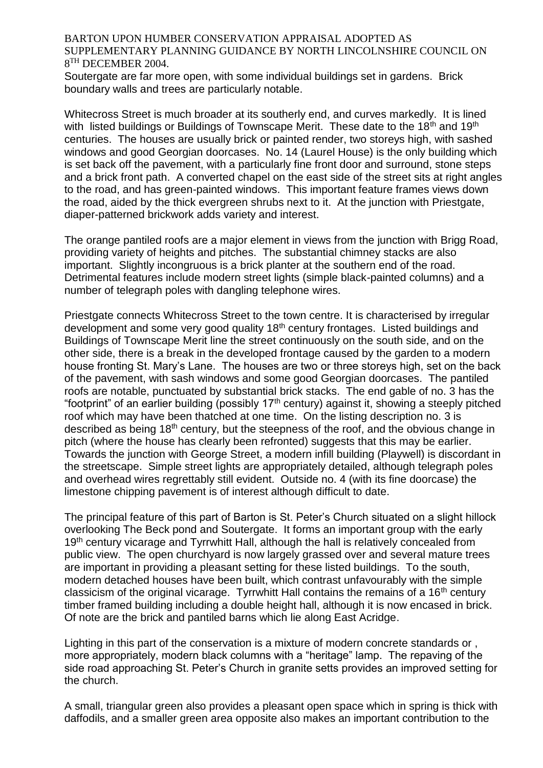Soutergate are far more open, with some individual buildings set in gardens. Brick boundary walls and trees are particularly notable.

Whitecross Street is much broader at its southerly end, and curves markedly. It is lined with listed buildings or Buildings of Townscape Merit. These date to the 18th and 19th centuries. The houses are usually brick or painted render, two storeys high, with sashed windows and good Georgian doorcases. No. 14 (Laurel House) is the only building which is set back off the pavement, with a particularly fine front door and surround, stone steps and a brick front path. A converted chapel on the east side of the street sits at right angles to the road, and has green-painted windows. This important feature frames views down the road, aided by the thick evergreen shrubs next to it. At the junction with Priestgate, diaper-patterned brickwork adds variety and interest.

The orange pantiled roofs are a major element in views from the junction with Brigg Road, providing variety of heights and pitches. The substantial chimney stacks are also important. Slightly incongruous is a brick planter at the southern end of the road. Detrimental features include modern street lights (simple black-painted columns) and a number of telegraph poles with dangling telephone wires.

Priestgate connects Whitecross Street to the town centre. It is characterised by irregular development and some very good quality 18th century frontages. Listed buildings and Buildings of Townscape Merit line the street continuously on the south side, and on the other side, there is a break in the developed frontage caused by the garden to a modern house fronting St. Mary's Lane. The houses are two or three storeys high, set on the back of the pavement, with sash windows and some good Georgian doorcases. The pantiled roofs are notable, punctuated by substantial brick stacks. The end gable of no. 3 has the "footprint" of an earlier building (possibly 17th century) against it, showing a steeply pitched roof which may have been thatched at one time. On the listing description no. 3 is described as being 18th century, but the steepness of the roof, and the obvious change in pitch (where the house has clearly been refronted) suggests that this may be earlier. Towards the junction with George Street, a modern infill building (Playwell) is discordant in the streetscape. Simple street lights are appropriately detailed, although telegraph poles and overhead wires regrettably still evident. Outside no. 4 (with its fine doorcase) the limestone chipping pavement is of interest although difficult to date.

The principal feature of this part of Barton is St. Peter's Church situated on a slight hillock overlooking The Beck pond and Soutergate. It forms an important group with the early 19th century vicarage and Tyrrwhitt Hall, although the hall is relatively concealed from public view. The open churchyard is now largely grassed over and several mature trees are important in providing a pleasant setting for these listed buildings. To the south, modern detached houses have been built, which contrast unfavourably with the simple classicism of the original vicarage. Tyrrwhitt Hall contains the remains of a 16th century timber framed building including a double height hall, although it is now encased in brick. Of note are the brick and pantiled barns which lie along East Acridge.

Lighting in this part of the conservation is a mixture of modern concrete standards or , more appropriately, modern black columns with a "heritage" lamp. The repaving of the side road approaching St. Peter's Church in granite setts provides an improved setting for the church.

A small, triangular green also provides a pleasant open space which in spring is thick with daffodils, and a smaller green area opposite also makes an important contribution to the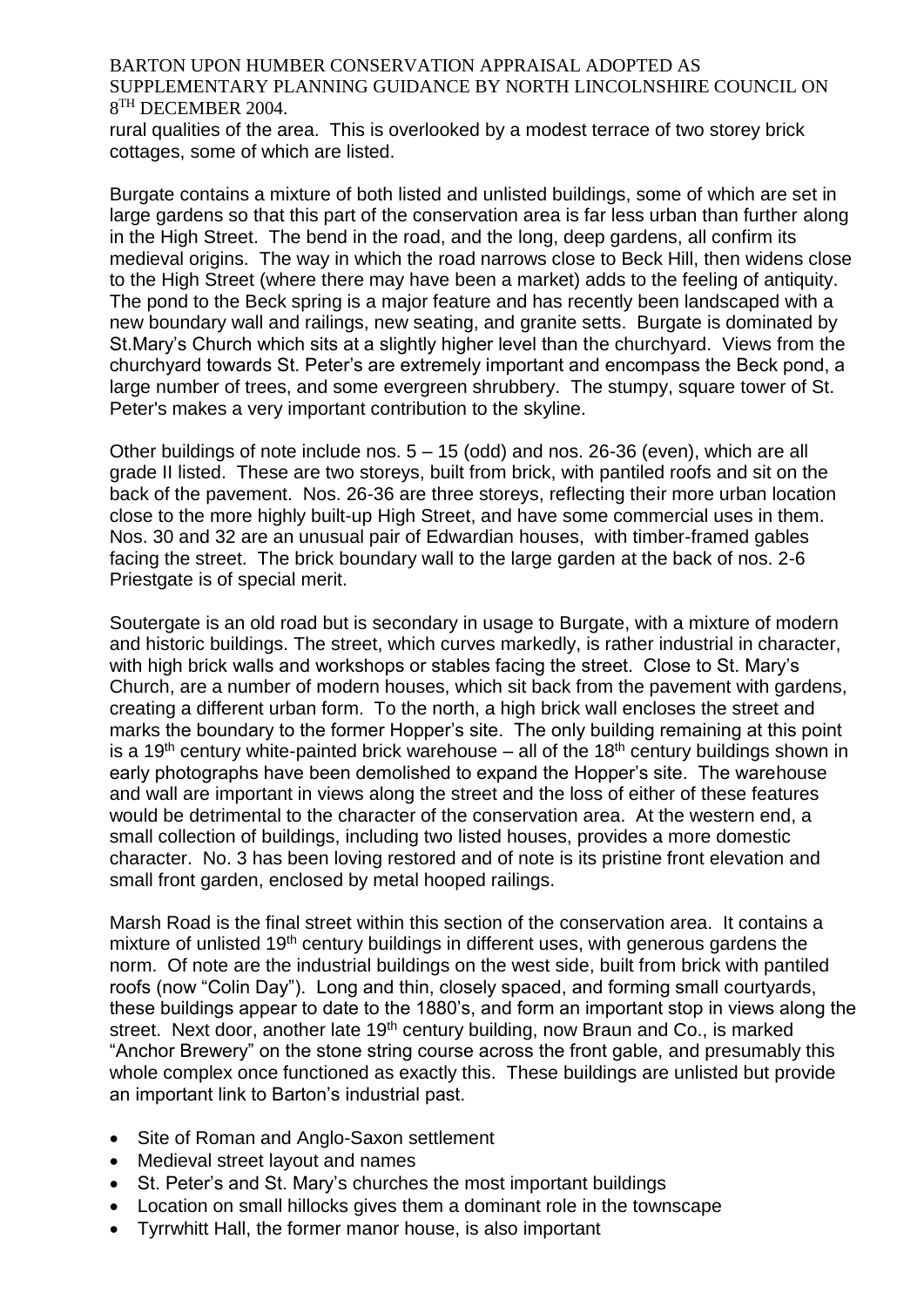rural qualities of the area. This is overlooked by a modest terrace of two storey brick cottages, some of which are listed.

Burgate contains a mixture of both listed and unlisted buildings, some of which are set in large gardens so that this part of the conservation area is far less urban than further along in the High Street. The bend in the road, and the long, deep gardens, all confirm its medieval origins. The way in which the road narrows close to Beck Hill, then widens close to the High Street (where there may have been a market) adds to the feeling of antiquity. The pond to the Beck spring is a major feature and has recently been landscaped with a new boundary wall and railings, new seating, and granite setts. Burgate is dominated by St.Mary's Church which sits at a slightly higher level than the churchyard. Views from the churchyard towards St. Peter's are extremely important and encompass the Beck pond, a large number of trees, and some evergreen shrubbery. The stumpy, square tower of St. Peter's makes a very important contribution to the skyline.

Other buildings of note include nos. 5 – 15 (odd) and nos. 26-36 (even), which are all grade II listed. These are two storeys, built from brick, with pantiled roofs and sit on the back of the pavement. Nos. 26-36 are three storeys, reflecting their more urban location close to the more highly built-up High Street, and have some commercial uses in them. Nos. 30 and 32 are an unusual pair of Edwardian houses, with timber-framed gables facing the street. The brick boundary wall to the large garden at the back of nos. 2-6 Priestgate is of special merit.

Soutergate is an old road but is secondary in usage to Burgate, with a mixture of modern and historic buildings. The street, which curves markedly, is rather industrial in character, with high brick walls and workshops or stables facing the street. Close to St. Mary's Church, are a number of modern houses, which sit back from the pavement with gardens, creating a different urban form. To the north, a high brick wall encloses the street and marks the boundary to the former Hopper's site. The only building remaining at this point is a 19th century white-painted brick warehouse – all of the 18th century buildings shown in early photographs have been demolished to expand the Hopper's site. The warehouse and wall are important in views along the street and the loss of either of these features would be detrimental to the character of the conservation area. At the western end, a small collection of buildings, including two listed houses, provides a more domestic character. No. 3 has been loving restored and of note is its pristine front elevation and small front garden, enclosed by metal hooped railings.

Marsh Road is the final street within this section of the conservation area. It contains a mixture of unlisted 19th century buildings in different uses, with generous gardens the norm. Of note are the industrial buildings on the west side, built from brick with pantiled roofs (now "Colin Day"). Long and thin, closely spaced, and forming small courtyards, these buildings appear to date to the 1880's, and form an important stop in views along the street. Next door, another late 19th century building, now Braun and Co., is marked "Anchor Brewery" on the stone string course across the front gable, and presumably this whole complex once functioned as exactly this. These buildings are unlisted but provide an important link to Barton's industrial past.

- Site of Roman and Anglo-Saxon settlement
- Medieval street layout and names
- St. Peter's and St. Mary's churches the most important buildings
- Location on small hillocks gives them a dominant role in the townscape
- Tyrrwhitt Hall, the former manor house, is also important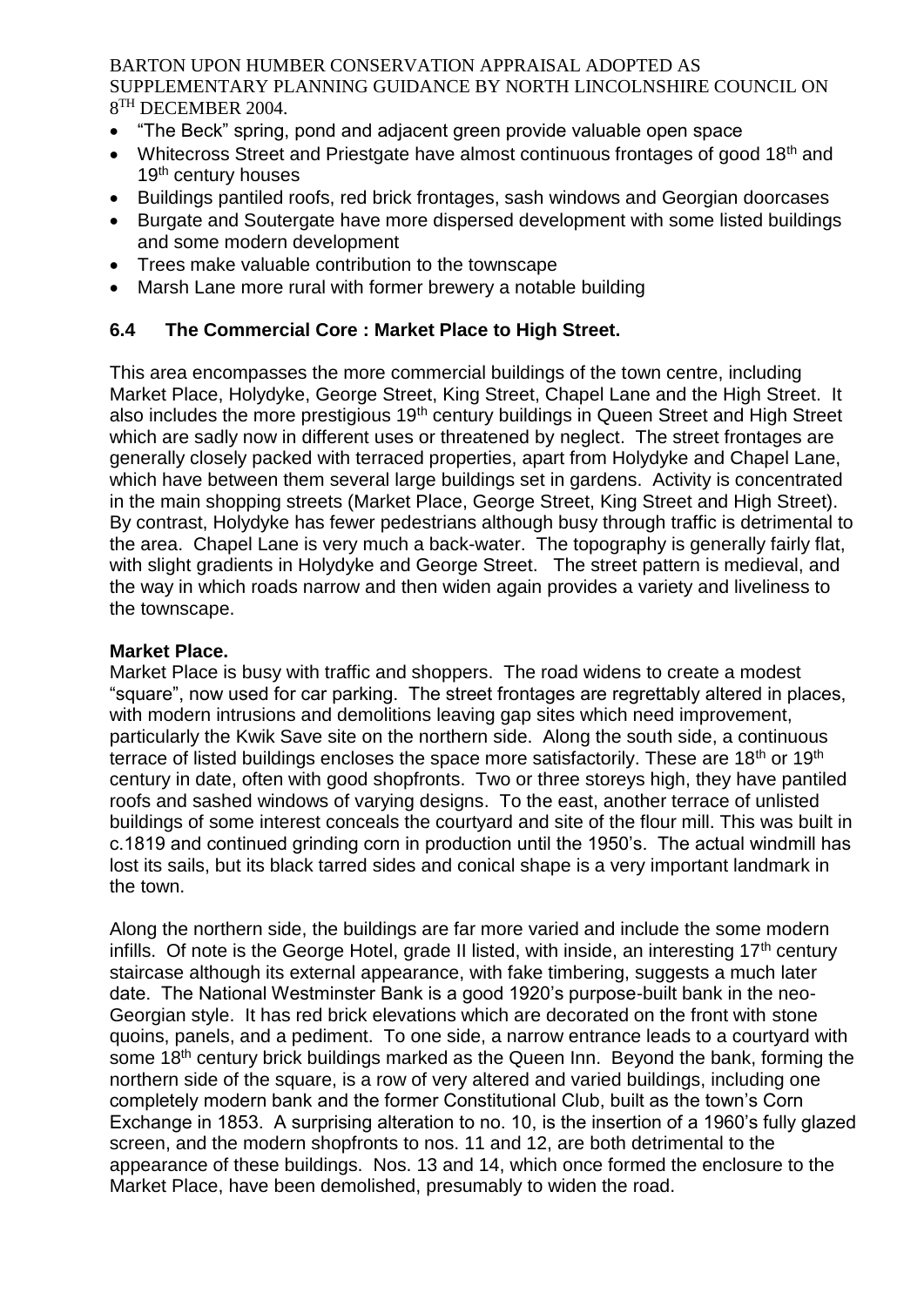- "The Beck" spring, pond and adjacent green provide valuable open space
- Whitecross Street and Priestgate have almost continuous frontages of good 18th and 19th century houses
- Buildings pantiled roofs, red brick frontages, sash windows and Georgian doorcases
- Burgate and Soutergate have more dispersed development with some listed buildings and some modern development
- Trees make valuable contribution to the townscape
- Marsh Lane more rural with former brewery a notable building

### 6.4 The Commercial Core : Market Place to High Street.

This area encompasses the more commercial buildings of the town centre, including Market Place, Holydyke, George Street, King Street, Chapel Lane and the High Street. It also includes the more prestigious 19th century buildings in Queen Street and High Street which are sadly now in different uses or threatened by neglect. The street frontages are generally closely packed with terraced properties, apart from Holydyke and Chapel Lane, which have between them several large buildings set in gardens. Activity is concentrated in the main shopping streets (Market Place, George Street, King Street and High Street). By contrast, Holydyke has fewer pedestrians although busy through traffic is detrimental to the area. Chapel Lane is very much a back-water. The topography is generally fairly flat, with slight gradients in Holydyke and George Street. The street pattern is medieval, and the way in which roads narrow and then widen again provides a variety and liveliness to the townscape.

**Market Place.**

Market Place is busy with traffic and shoppers. The road widens to create a modest "square", now used for car parking. The street frontages are regrettably altered in places, with modern intrusions and demolitions leaving gap sites which need improvement, particularly the Kwik Save site on the northern side. Along the south side, a continuous terrace of listed buildings encloses the space more satisfactorily. These are 18th or 19th century in date, often with good shopfronts. Two or three storeys high, they have pantiled roofs and sashed windows of varying designs. To the east, another terrace of unlisted buildings of some interest conceals the courtyard and site of the flour mill. This was built in c.1819 and continued grinding corn in production until the 1950's. The actual windmill has lost its sails, but its black tarred sides and conical shape is a very important landmark in the town.

Along the northern side, the buildings are far more varied and include the some modern infills. Of note is the George Hotel, grade II listed, with inside, an interesting 17th century staircase although its external appearance, with fake timbering, suggests a much later date. The National Westminster Bank is a good 1920's purpose-built bank in the neo-Georgian style. It has red brick elevations which are decorated on the front with stone quoins, panels, and a pediment. To one side, a narrow entrance leads to a courtyard with some 18th century brick buildings marked as the Queen Inn. Beyond the bank, forming the northern side of the square, is a row of very altered and varied buildings, including one completely modern bank and the former Constitutional Club, built as the town's Corn Exchange in 1853. A surprising alteration to no. 10, is the insertion of a 1960's fully glazed screen, and the modern shopfronts to nos. 11 and 12, are both detrimental to the appearance of these buildings. Nos. 13 and 14, which once formed the enclosure to the Market Place, have been demolished, presumably to widen the road.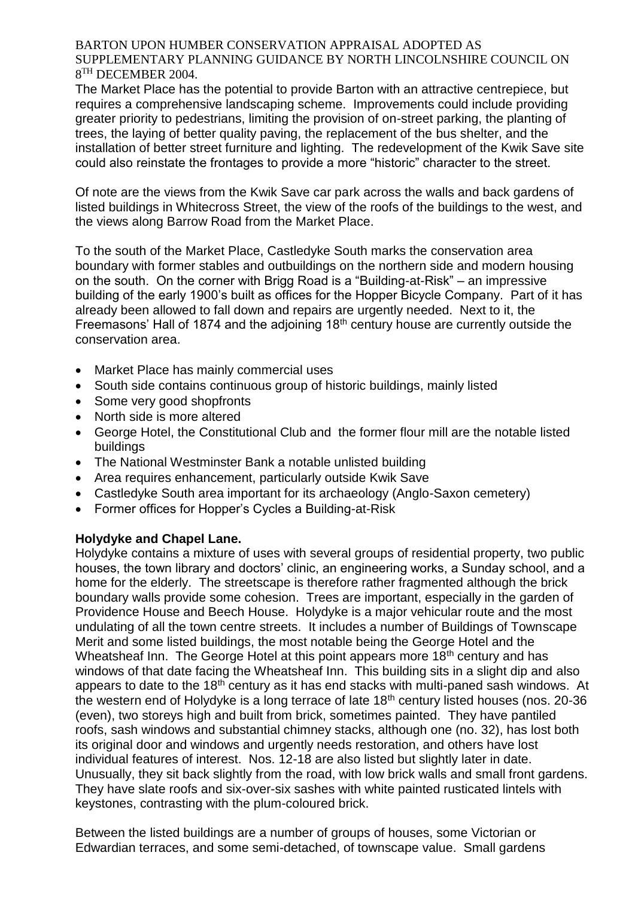The Market Place has the potential to provide Barton with an attractive centrepiece, but requires a comprehensive landscaping scheme. Improvements could include providing greater priority to pedestrians, limiting the provision of on-street parking, the planting of trees, the laying of better quality paving, the replacement of the bus shelter, and the installation of better street furniture and lighting. The redevelopment of the Kwik Save site could also reinstate the frontages to provide a more "historic" character to the street.

Of note are the views from the Kwik Save car park across the walls and back gardens of listed buildings in Whitecross Street, the view of the roofs of the buildings to the west, and the views along Barrow Road from the Market Place.

To the south of the Market Place, Castledyke South marks the conservation area boundary with former stables and outbuildings on the northern side and modern housing on the south. On the corner with Brigg Road is a "Building-at-Risk" – an impressive building of the early 1900's built as offices for the Hopper Bicycle Company. Part of it has already been allowed to fall down and repairs are urgently needed. Next to it, the Freemasons' Hall of 1874 and the adjoining 18th century house are currently outside the conservation area.

- Market Place has mainly commercial uses
- South side contains continuous group of historic buildings, mainly listed
- Some very good shopfronts
- North side is more altered
- George Hotel, the Constitutional Club and the former flour mill are the notable listed buildings
- The National Westminster Bank a notable unlisted building
- Area requires enhancement, particularly outside Kwik Save
- Castledyke South area important for its archaeology (Anglo-Saxon cemetery)
- Former offices for Hopper's Cycles a Building-at-Risk

**Holydyke and Chapel Lane.**

Holydyke contains a mixture of uses with several groups of residential property, two public houses, the town library and doctors' clinic, an engineering works, a Sunday school, and a home for the elderly. The streetscape is therefore rather fragmented although the brick boundary walls provide some cohesion. Trees are important, especially in the garden of Providence House and Beech House. Holydyke is a major vehicular route and the most undulating of all the town centre streets. It includes a number of Buildings of Townscape Merit and some listed buildings, the most notable being the George Hotel and the Wheatsheaf Inn. The George Hotel at this point appears more 18th century and has windows of that date facing the Wheatsheaf Inn. This building sits in a slight dip and also appears to date to the 18th century as it has end stacks with multi-paned sash windows. At the western end of Holydyke is a long terrace of late 18th century listed houses (nos. 20-36 (even), two storeys high and built from brick, sometimes painted. They have pantiled roofs, sash windows and substantial chimney stacks, although one (no. 32), has lost both its original door and windows and urgently needs restoration, and others have lost individual features of interest. Nos. 12-18 are also listed but slightly later in date. Unusually, they sit back slightly from the road, with low brick walls and small front gardens. They have slate roofs and six-over-six sashes with white painted rusticated lintels with keystones, contrasting with the plum-coloured brick.

Between the listed buildings are a number of groups of houses, some Victorian or Edwardian terraces, and some semi-detached, of townscape value. Small gardens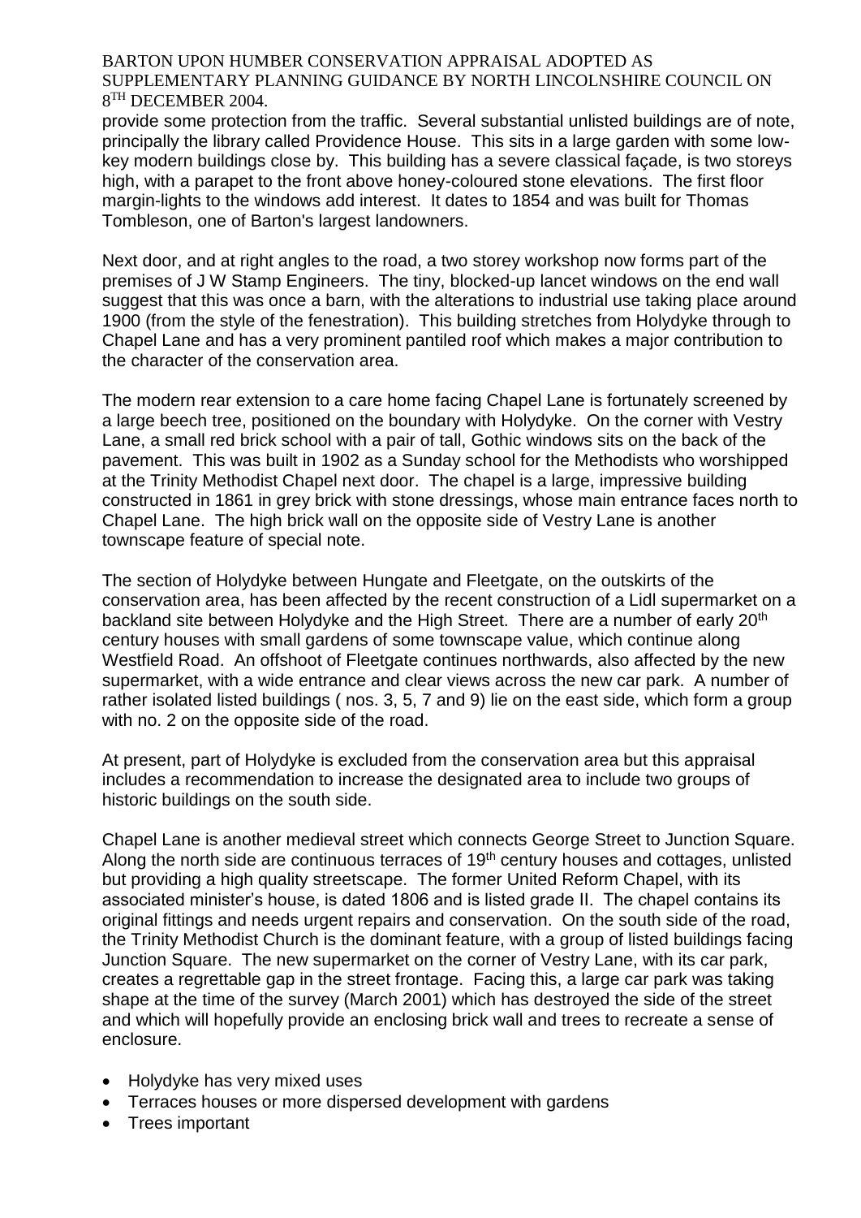provide some protection from the traffic. Several substantial unlisted buildings are of note, principally the library called Providence House. This sits in a large garden with some low-key modern buildings close by. This building has a severe classical façade, is two storeys high, with a parapet to the front above honey-coloured stone elevations. The first floor margin-lights to the windows add interest. It dates to 1854 and was built for Thomas Tombleson, one of Barton's largest landowners.

Next door, and at right angles to the road, a two storey workshop now forms part of the premises of J W Stamp Engineers. The tiny, blocked-up lancet windows on the end wall suggest that this was once a barn, with the alterations to industrial use taking place around 1900 (from the style of the fenestration). This building stretches from Holydyke through to Chapel Lane and has a very prominent pantiled roof which makes a major contribution to the character of the conservation area.

The modern rear extension to a care home facing Chapel Lane is fortunately screened by a large beech tree, positioned on the boundary with Holydyke. On the corner with Vestry Lane, a small red brick school with a pair of tall, Gothic windows sits on the back of the pavement. This was built in 1902 as a Sunday school for the Methodists who worshipped at the Trinity Methodist Chapel next door. The chapel is a large, impressive building constructed in 1861 in grey brick with stone dressings, whose main entrance faces north to Chapel Lane. The high brick wall on the opposite side of Vestry Lane is another townscape feature of special note.

The section of Holydyke between Hungate and Fleetgate, on the outskirts of the conservation area, has been affected by the recent construction of a Lidl supermarket on a backland site between Holydyke and the High Street. There are a number of early 20th century houses with small gardens of some townscape value, which continue along Westfield Road. An offshoot of Fleetgate continues northwards, also affected by the new supermarket, with a wide entrance and clear views across the new car park. A number of rather isolated listed buildings ( nos. 3, 5, 7 and 9) lie on the east side, which form a group with no. 2 on the opposite side of the road.

At present, part of Holydyke is excluded from the conservation area but this appraisal includes a recommendation to increase the designated area to include two groups of historic buildings on the south side.

Chapel Lane is another medieval street which connects George Street to Junction Square. Along the north side are continuous terraces of 19th century houses and cottages, unlisted but providing a high quality streetscape. The former United Reform Chapel, with its associated minister's house, is dated 1806 and is listed grade II. The chapel contains its original fittings and needs urgent repairs and conservation. On the south side of the road, the Trinity Methodist Church is the dominant feature, with a group of listed buildings facing Junction Square. The new supermarket on the corner of Vestry Lane, with its car park, creates a regrettable gap in the street frontage. Facing this, a large car park was taking shape at the time of the survey (March 2001) which has destroyed the side of the street and which will hopefully provide an enclosing brick wall and trees to recreate a sense of enclosure.

- Holydyke has very mixed uses
- Terraces houses or more dispersed development with gardens
- Trees important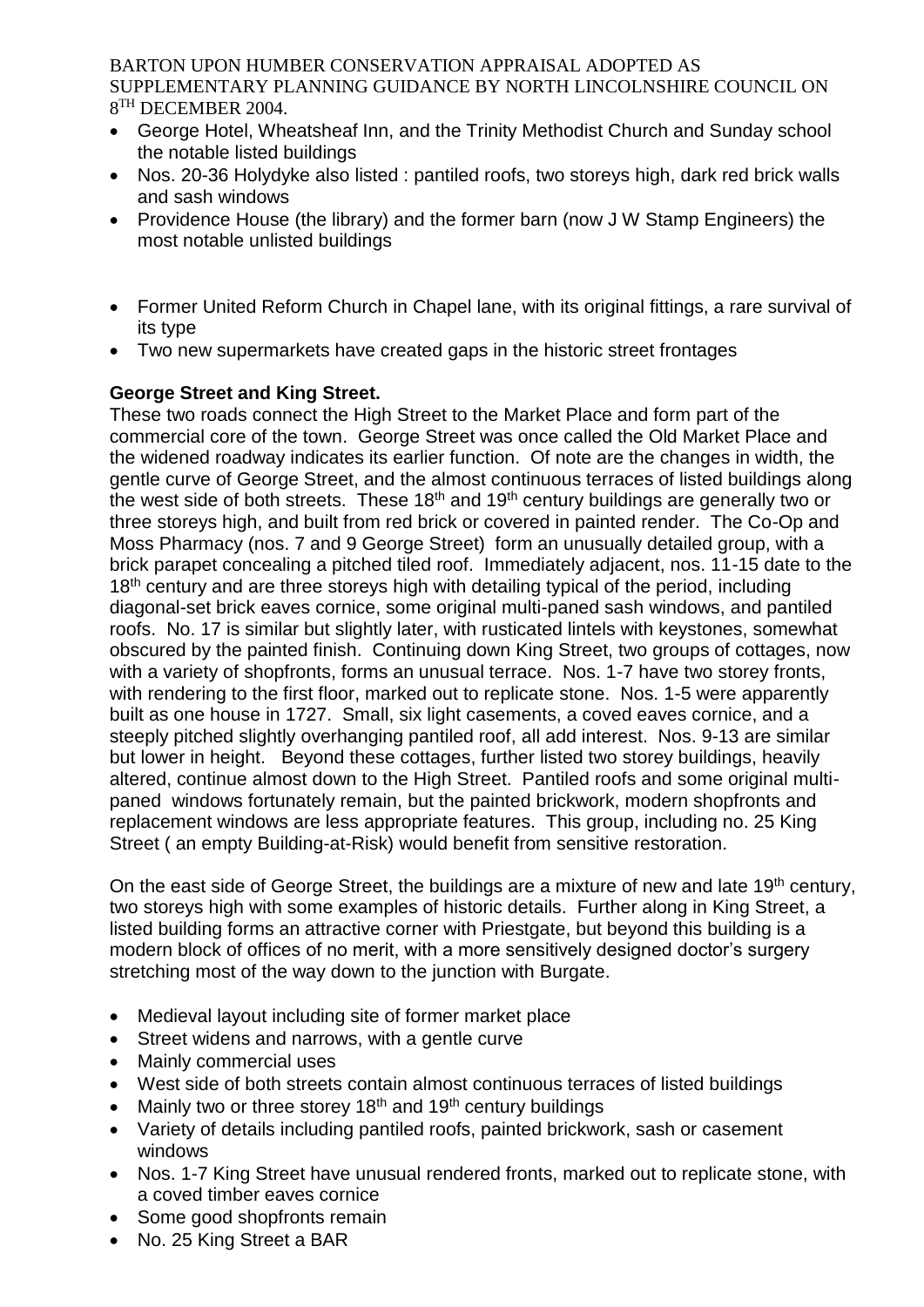- George Hotel, Wheatsheaf Inn, and the Trinity Methodist Church and Sunday school the notable listed buildings
- Nos. 20-36 Holydyke also listed : pantiled roofs, two storeys high, dark red brick walls and sash windows
- Providence House (the library) and the former barn (now J W Stamp Engineers) the most notable unlisted buildings
- Former United Reform Church in Chapel lane, with its original fittings, a rare survival of its type
- Two new supermarkets have created gaps in the historic street frontages

**George Street and King Street.**

These two roads connect the High Street to the Market Place and form part of the commercial core of the town. George Street was once called the Old Market Place and the widened roadway indicates its earlier function. Of note are the changes in width, the gentle curve of George Street, and the almost continuous terraces of listed buildings along the west side of both streets. These 18th and 19th century buildings are generally two or three storeys high, and built from red brick or covered in painted render. The Co-Op and Moss Pharmacy (nos. 7 and 9 George Street) form an unusually detailed group, with a brick parapet concealing a pitched tiled roof. Immediately adjacent, nos. 11-15 date to the 18th century and are three storeys high with detailing typical of the period, including diagonal-set brick eaves cornice, some original multi-paned sash windows, and pantiled roofs. No. 17 is similar but slightly later, with rusticated lintels with keystones, somewhat obscured by the painted finish. Continuing down King Street, two groups of cottages, now with a variety of shopfronts, forms an unusual terrace. Nos. 1-7 have two storey fronts, with rendering to the first floor, marked out to replicate stone. Nos. 1-5 were apparently built as one house in 1727. Small, six light casements, a coved eaves cornice, and a steeply pitched slightly overhanging pantiled roof, all add interest. Nos. 9-13 are similar but lower in height. Beyond these cottages, further listed two storey buildings, heavily altered, continue almost down to the High Street. Pantiled roofs and some original multi-paned windows fortunately remain, but the painted brickwork, modern shopfronts and replacement windows are less appropriate features. This group, including no. 25 King Street ( an empty Building-at-Risk) would benefit from sensitive restoration.

On the east side of George Street, the buildings are a mixture of new and late 19th century, two storeys high with some examples of historic details. Further along in King Street, a listed building forms an attractive corner with Priestgate, but beyond this building is a modern block of offices of no merit, with a more sensitively designed doctor's surgery stretching most of the way down to the junction with Burgate.

- Medieval layout including site of former market place
- Street widens and narrows, with a gentle curve
- Mainly commercial uses
- West side of both streets contain almost continuous terraces of listed buildings
- Mainly two or three storey 18th and 19th century buildings
- Variety of details including pantiled roofs, painted brickwork, sash or casement windows
- Nos. 1-7 King Street have unusual rendered fronts, marked out to replicate stone, with a coved timber eaves cornice
- Some good shopfronts remain
- No. 25 King Street a BAR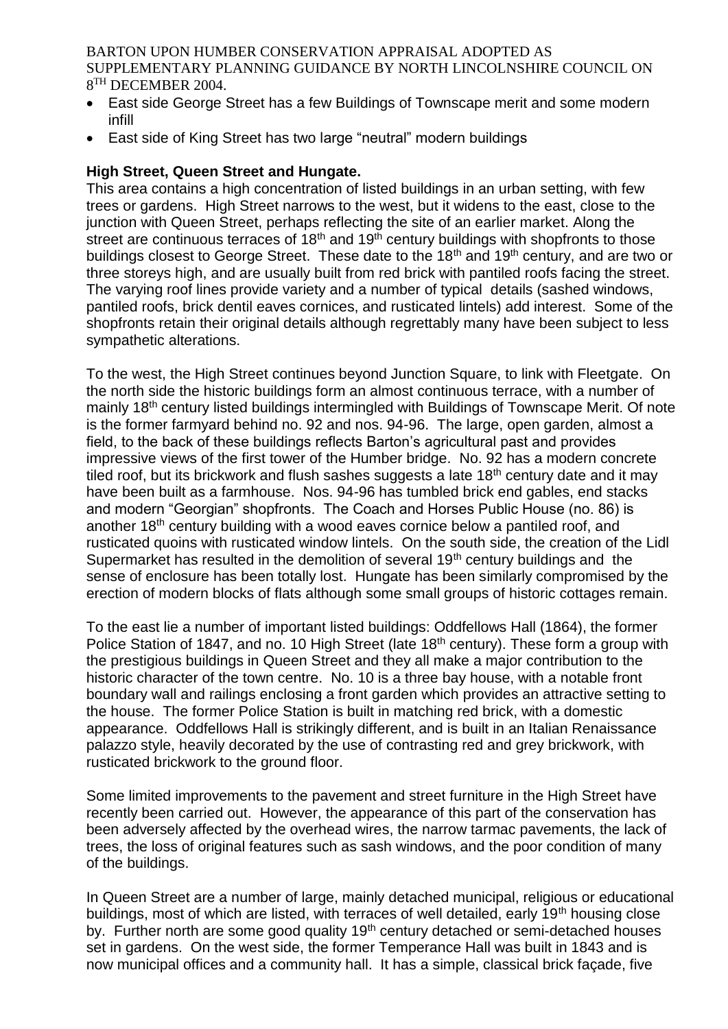- East side George Street has a few Buildings of Townscape merit and some modern infill
- East side of King Street has two large "neutral" modern buildings

**High Street, Queen Street and Hungate.**

This area contains a high concentration of listed buildings in an urban setting, with few trees or gardens. High Street narrows to the west, but it widens to the east, close to the junction with Queen Street, perhaps reflecting the site of an earlier market. Along the street are continuous terraces of 18th and 19th century buildings with shopfronts to those buildings closest to George Street. These date to the 18th and 19th century, and are two or three storeys high, and are usually built from red brick with pantiled roofs facing the street. The varying roof lines provide variety and a number of typical details (sashed windows, pantiled roofs, brick dentil eaves cornices, and rusticated lintels) add interest. Some of the shopfronts retain their original details although regrettably many have been subject to less sympathetic alterations.

To the west, the High Street continues beyond Junction Square, to link with Fleetgate. On the north side the historic buildings form an almost continuous terrace, with a number of mainly 18th century listed buildings intermingled with Buildings of Townscape Merit. Of note is the former farmyard behind no. 92 and nos. 94-96. The large, open garden, almost a field, to the back of these buildings reflects Barton's agricultural past and provides impressive views of the first tower of the Humber bridge. No. 92 has a modern concrete tiled roof, but its brickwork and flush sashes suggests a late 18th century date and it may have been built as a farmhouse. Nos. 94-96 has tumbled brick end gables, end stacks and modern "Georgian" shopfronts. The Coach and Horses Public House (no. 86) is another 18th century building with a wood eaves cornice below a pantiled roof, and rusticated quoins with rusticated window lintels. On the south side, the creation of the Lidl Supermarket has resulted in the demolition of several 19th century buildings and the sense of enclosure has been totally lost. Hungate has been similarly compromised by the erection of modern blocks of flats although some small groups of historic cottages remain.

To the east lie a number of important listed buildings: Oddfellows Hall (1864), the former Police Station of 1847, and no. 10 High Street (late 18th century). These form a group with the prestigious buildings in Queen Street and they all make a major contribution to the historic character of the town centre. No. 10 is a three bay house, with a notable front boundary wall and railings enclosing a front garden which provides an attractive setting to the house. The former Police Station is built in matching red brick, with a domestic appearance. Oddfellows Hall is strikingly different, and is built in an Italian Renaissance palazzo style, heavily decorated by the use of contrasting red and grey brickwork, with rusticated brickwork to the ground floor.

Some limited improvements to the pavement and street furniture in the High Street have recently been carried out. However, the appearance of this part of the conservation has been adversely affected by the overhead wires, the narrow tarmac pavements, the lack of trees, the loss of original features such as sash windows, and the poor condition of many of the buildings.

In Queen Street are a number of large, mainly detached municipal, religious or educational buildings, most of which are listed, with terraces of well detailed, early 19th housing close by. Further north are some good quality 19th century detached or semi-detached houses set in gardens. On the west side, the former Temperance Hall was built in 1843 and is now municipal offices and a community hall. It has a simple, classical brick façade, five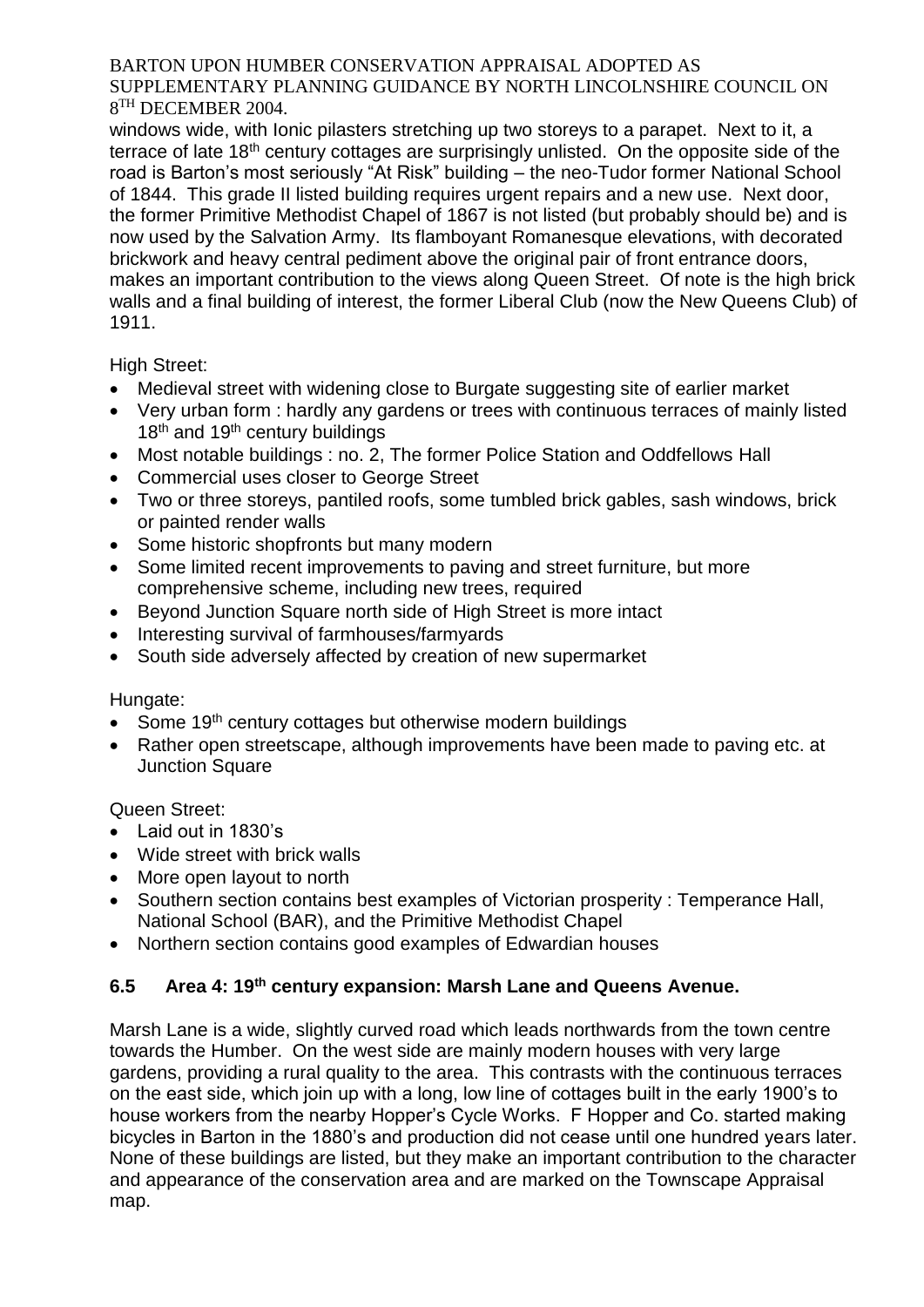windows wide, with Ionic pilasters stretching up two storeys to a parapet. Next to it, a terrace of late 18th century cottages are surprisingly unlisted. On the opposite side of the road is Barton's most seriously "At Risk" building – the neo-Tudor former National School of 1844. This grade II listed building requires urgent repairs and a new use. Next door, the former Primitive Methodist Chapel of 1867 is not listed (but probably should be) and is now used by the Salvation Army. Its flamboyant Romanesque elevations, with decorated brickwork and heavy central pediment above the original pair of front entrance doors, makes an important contribution to the views along Queen Street. Of note is the high brick walls and a final building of interest, the former Liberal Club (now the New Queens Club) of 1911.

High Street:

- Medieval street with widening close to Burgate suggesting site of earlier market
- Very urban form : hardly any gardens or trees with continuous terraces of mainly listed 18th and 19th century buildings
- Most notable buildings : no. 2, The former Police Station and Oddfellows Hall
- Commercial uses closer to George Street
- Two or three storeys, pantiled roofs, some tumbled brick gables, sash windows, brick or painted render walls
- Some historic shopfronts but many modern
- Some limited recent improvements to paving and street furniture, but more comprehensive scheme, including new trees, required
- Beyond Junction Square north side of High Street is more intact
- Interesting survival of farmhouses/farmyards
- South side adversely affected by creation of new supermarket

Hungate:

- Some 19th century cottages but otherwise modern buildings
- Rather open streetscape, although improvements have been made to paving etc. at Junction Square

Queen Street:

- Laid out in 1830's
- Wide street with brick walls
- More open layout to north
- Southern section contains best examples of Victorian prosperity : Temperance Hall, National School (BAR), and the Primitive Methodist Chapel
- Northern section contains good examples of Edwardian houses

## 6.5 Area 4: 19th century expansion: Marsh Lane and Queens Avenue.

Marsh Lane is a wide, slightly curved road which leads northwards from the town centre towards the Humber. On the west side are mainly modern houses with very large gardens, providing a rural quality to the area. This contrasts with the continuous terraces on the east side, which join up with a long, low line of cottages built in the early 1900's to house workers from the nearby Hopper's Cycle Works. F Hopper and Co. started making bicycles in Barton in the 1880's and production did not cease until one hundred years later. None of these buildings are listed, but they make an important contribution to the character and appearance of the conservation area and are marked on the Townscape Appraisal map.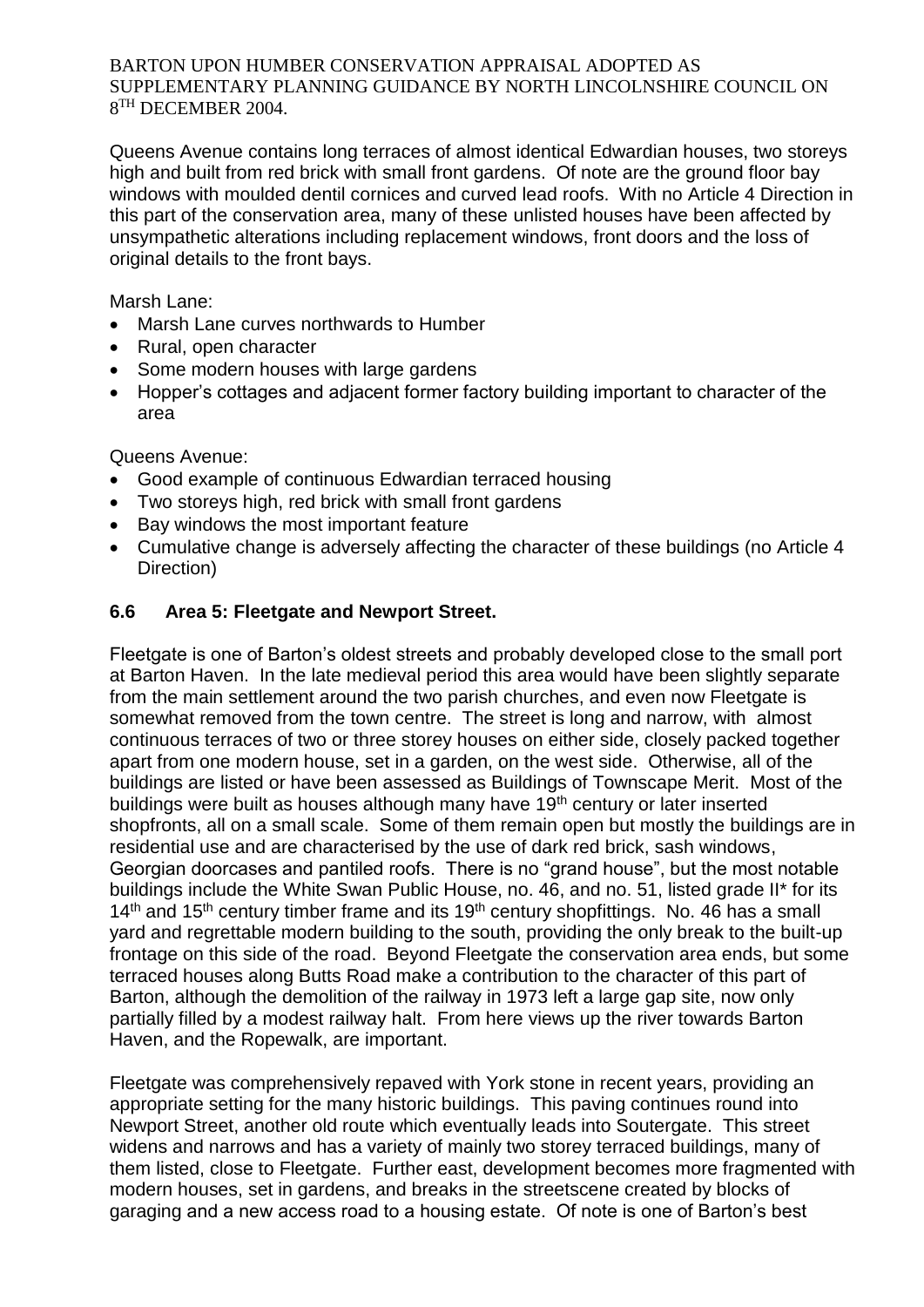Queens Avenue contains long terraces of almost identical Edwardian houses, two storeys high and built from red brick with small front gardens. Of note are the ground floor bay windows with moulded dentil cornices and curved lead roofs. With no Article 4 Direction in this part of the conservation area, many of these unlisted houses have been affected by unsympathetic alterations including replacement windows, front doors and the loss of original details to the front bays.

Marsh Lane:

- Marsh Lane curves northwards to Humber
- Rural, open character
- Some modern houses with large gardens
- Hopper's cottages and adjacent former factory building important to character of the area

Queens Avenue:

- Good example of continuous Edwardian terraced housing
- Two storeys high, red brick with small front gardens
- Bay windows the most important feature
- Cumulative change is adversely affecting the character of these buildings (no Article 4 Direction)

### 6.6 Area 5: Fleetgate and Newport Street.

Fleetgate is one of Barton's oldest streets and probably developed close to the small port at Barton Haven. In the late medieval period this area would have been slightly separate from the main settlement around the two parish churches, and even now Fleetgate is somewhat removed from the town centre. The street is long and narrow, with almost continuous terraces of two or three storey houses on either side, closely packed together apart from one modern house, set in a garden, on the west side. Otherwise, all of the buildings are listed or have been assessed as Buildings of Townscape Merit. Most of the buildings were built as houses although many have 19th century or later inserted shopfronts, all on a small scale. Some of them remain open but mostly the buildings are in residential use and are characterised by the use of dark red brick, sash windows, Georgian doorcases and pantiled roofs. There is no "grand house", but the most notable buildings include the White Swan Public House, no. 46, and no. 51, listed grade II* for its 14th and 15th century timber frame and its 19th century shopfittings. No. 46 has a small yard and regrettable modern building to the south, providing the only break to the built-up frontage on this side of the road. Beyond Fleetgate the conservation area ends, but some terraced houses along Butts Road make a contribution to the character of this part of Barton, although the demolition of the railway in 1973 left a large gap site, now only partially filled by a modest railway halt. From here views up the river towards Barton Haven, and the Ropewalk, are important.

Fleetgate was comprehensively repaved with York stone in recent years, providing an appropriate setting for the many historic buildings. This paving continues round into Newport Street, another old route which eventually leads into Soutergate. This street widens and narrows and has a variety of mainly two storey terraced buildings, many of them listed, close to Fleetgate. Further east, development becomes more fragmented with modern houses, set in gardens, and breaks in the streetscene created by blocks of garaging and a new access road to a housing estate. Of note is one of Barton's best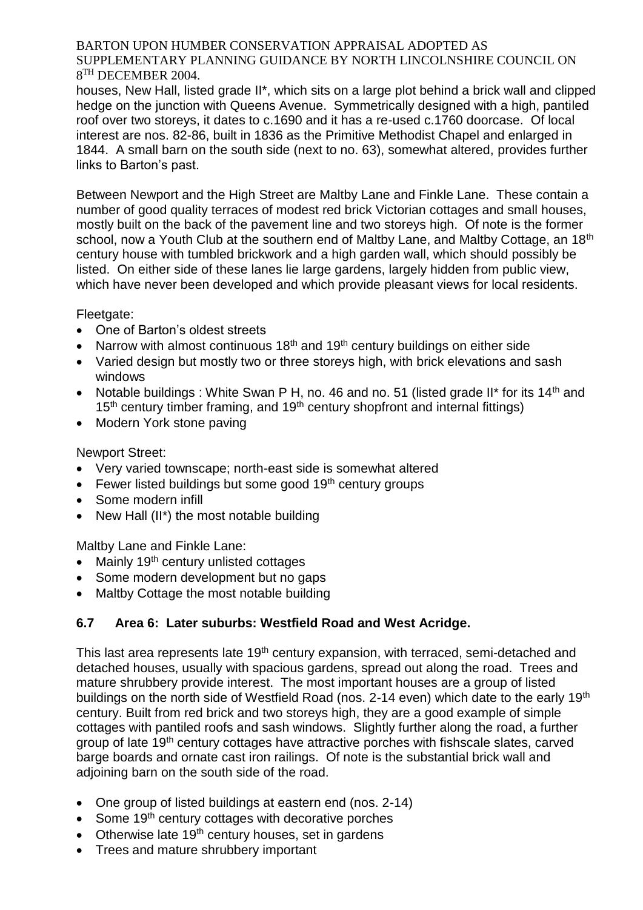houses, New Hall, listed grade II*, which sits on a large plot behind a brick wall and clipped hedge on the junction with Queens Avenue. Symmetrically designed with a high, pantiled roof over two storeys, it dates to c.1690 and it has a re-used c.1760 doorcase. Of local interest are nos. 82-86, built in 1836 as the Primitive Methodist Chapel and enlarged in 1844. A small barn on the south side (next to no. 63), somewhat altered, provides further links to Barton's past.

Between Newport and the High Street are Maltby Lane and Finkle Lane. These contain a number of good quality terraces of modest red brick Victorian cottages and small houses, mostly built on the back of the pavement line and two storeys high. Of note is the former school, now a Youth Club at the southern end of Maltby Lane, and Maltby Cottage, an 18th century house with tumbled brickwork and a high garden wall, which should possibly be listed. On either side of these lanes lie large gardens, largely hidden from public view, which have never been developed and which provide pleasant views for local residents.

Fleetgate:

- One of Barton's oldest streets
- Narrow with almost continuous 18th and 19th century buildings on either side
- Varied design but mostly two or three storeys high, with brick elevations and sash windows
- Notable buildings : White Swan P H, no. 46 and no. 51 (listed grade II* for its 14th and 15th century timber framing, and 19th century shopfront and internal fittings)
- Modern York stone paving

Newport Street:

- Very varied townscape; north-east side is somewhat altered
- Fewer listed buildings but some good 19th century groups
- Some modern infill
- New Hall (II*) the most notable building

Maltby Lane and Finkle Lane:

- Mainly 19th century unlisted cottages
- Some modern development but no gaps
- Maltby Cottage the most notable building

### 6.7 Area 6: Later suburbs: Westfield Road and West Acridge.

This last area represents late 19th century expansion, with terraced, semi-detached and detached houses, usually with spacious gardens, spread out along the road. Trees and mature shrubbery provide interest. The most important houses are a group of listed buildings on the north side of Westfield Road (nos. 2-14 even) which date to the early 19th century. Built from red brick and two storeys high, they are a good example of simple cottages with pantiled roofs and sash windows. Slightly further along the road, a further group of late 19th century cottages have attractive porches with fishscale slates, carved barge boards and ornate cast iron railings. Of note is the substantial brick wall and adjoining barn on the south side of the road.

- One group of listed buildings at eastern end (nos. 2-14)
- Some 19th century cottages with decorative porches
- Otherwise late 19th century houses, set in gardens
- Trees and mature shrubbery important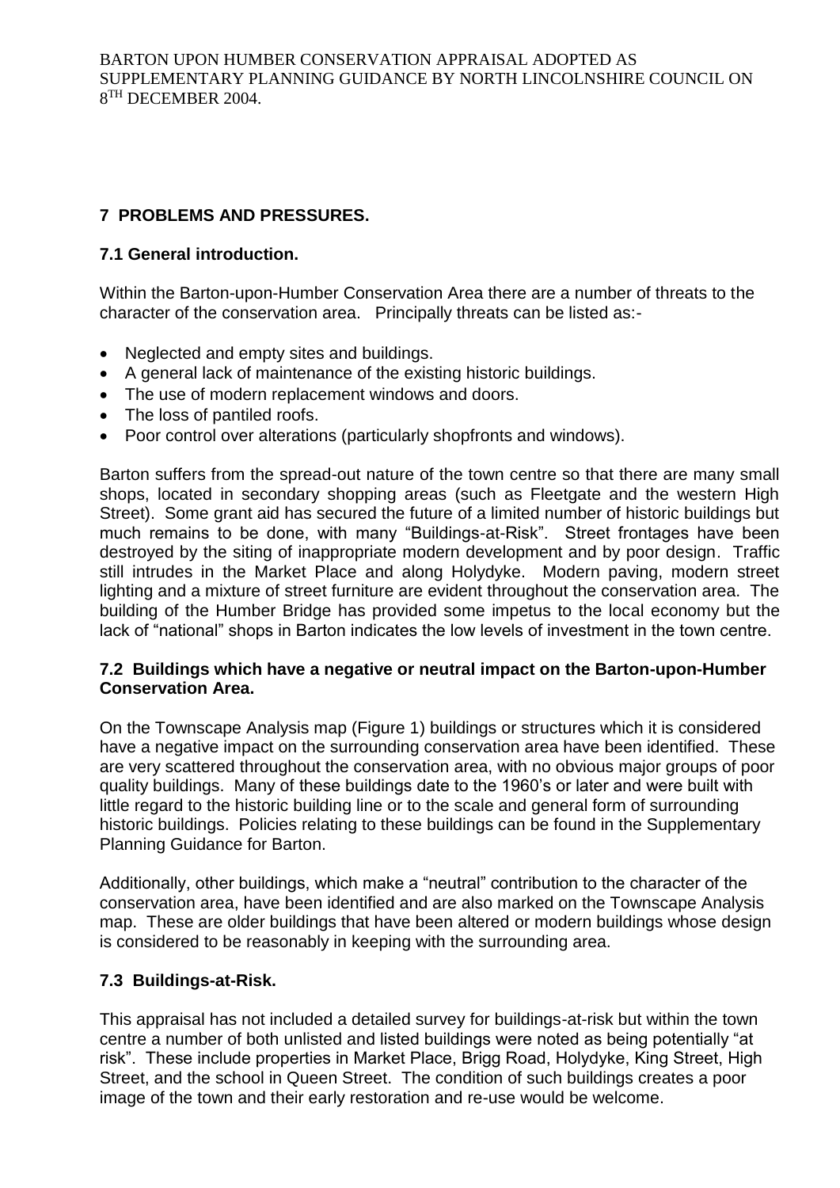## 7 PROBLEMS AND PRESSURES.

### 7.1 General introduction.

Within the Barton-upon-Humber Conservation Area there are a number of threats to the character of the conservation area. Principally threats can be listed as:-

- Neglected and empty sites and buildings.
- A general lack of maintenance of the existing historic buildings.
- The use of modern replacement windows and doors.
- The loss of pantiled roofs.
- Poor control over alterations (particularly shopfronts and windows).

Barton suffers from the spread-out nature of the town centre so that there are many small shops, located in secondary shopping areas (such as Fleetgate and the western High Street). Some grant aid has secured the future of a limited number of historic buildings but much remains to be done, with many "Buildings-at-Risk". Street frontages have been destroyed by the siting of inappropriate modern development and by poor design. Traffic still intrudes in the Market Place and along Holydyke. Modern paving, modern street lighting and a mixture of street furniture are evident throughout the conservation area. The building of the Humber Bridge has provided some impetus to the local economy but the lack of "national" shops in Barton indicates the low levels of investment in the town centre.

### 7.2 Buildings which have a negative or neutral impact on the Barton-upon-Humber Conservation Area.

On the Townscape Analysis map (Figure 1) buildings or structures which it is considered have a negative impact on the surrounding conservation area have been identified. These are very scattered throughout the conservation area, with no obvious major groups of poor quality buildings. Many of these buildings date to the 1960's or later and were built with little regard to the historic building line or to the scale and general form of surrounding historic buildings. Policies relating to these buildings can be found in the Supplementary Planning Guidance for Barton.

Additionally, other buildings, which make a "neutral" contribution to the character of the conservation area, have been identified and are also marked on the Townscape Analysis map. These are older buildings that have been altered or modern buildings whose design is considered to be reasonably in keeping with the surrounding area.

### 7.3 Buildings-at-Risk.

This appraisal has not included a detailed survey for buildings-at-risk but within the town centre a number of both unlisted and listed buildings were noted as being potentially "at risk". These include properties in Market Place, Brigg Road, Holydyke, King Street, High Street, and the school in Queen Street. The condition of such buildings creates a poor image of the town and their early restoration and re-use would be welcome.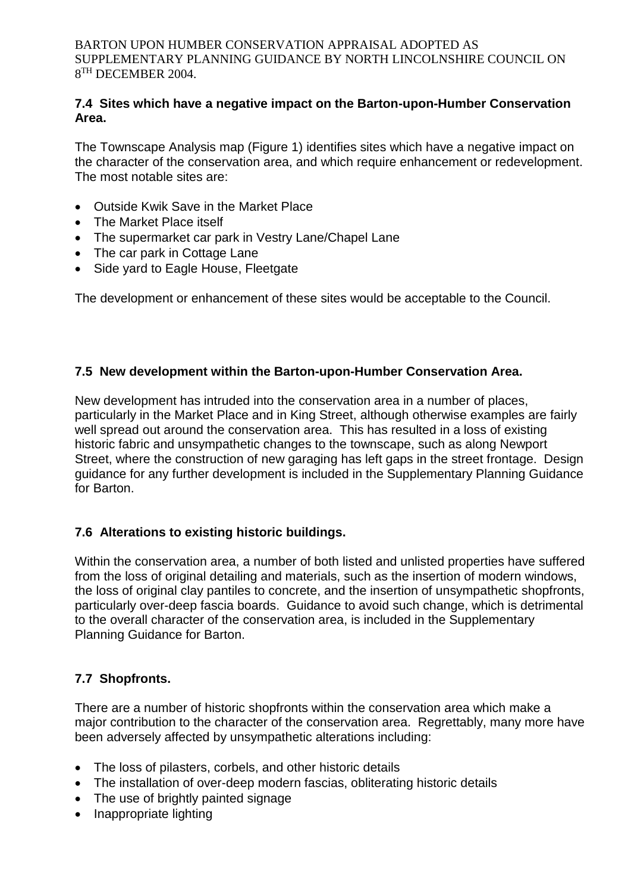## 7.4 Sites which have a negative impact on the Barton-upon-Humber Conservation Area.

The Townscape Analysis map (Figure 1) identifies sites which have a negative impact on the character of the conservation area, and which require enhancement or redevelopment. The most notable sites are:

- Outside Kwik Save in the Market Place
- The Market Place itself
- The supermarket car park in Vestry Lane/Chapel Lane
- The car park in Cottage Lane
- Side yard to Eagle House, Fleetgate

The development or enhancement of these sites would be acceptable to the Council.

## 7.5 New development within the Barton-upon-Humber Conservation Area.

New development has intruded into the conservation area in a number of places, particularly in the Market Place and in King Street, although otherwise examples are fairly well spread out around the conservation area. This has resulted in a loss of existing historic fabric and unsympathetic changes to the townscape, such as along Newport Street, where the construction of new garaging has left gaps in the street frontage. Design guidance for any further development is included in the Supplementary Planning Guidance for Barton.

## 7.6 Alterations to existing historic buildings.

Within the conservation area, a number of both listed and unlisted properties have suffered from the loss of original detailing and materials, such as the insertion of modern windows, the loss of original clay pantiles to concrete, and the insertion of unsympathetic shopfronts, particularly over-deep fascia boards. Guidance to avoid such change, which is detrimental to the overall character of the conservation area, is included in the Supplementary Planning Guidance for Barton.

## 7.7 Shopfronts.

There are a number of historic shopfronts within the conservation area which make a major contribution to the character of the conservation area. Regrettably, many more have been adversely affected by unsympathetic alterations including:

- The loss of pilasters, corbels, and other historic details
- The installation of over-deep modern fascias, obliterating historic details
- The use of brightly painted signage
- Inappropriate lighting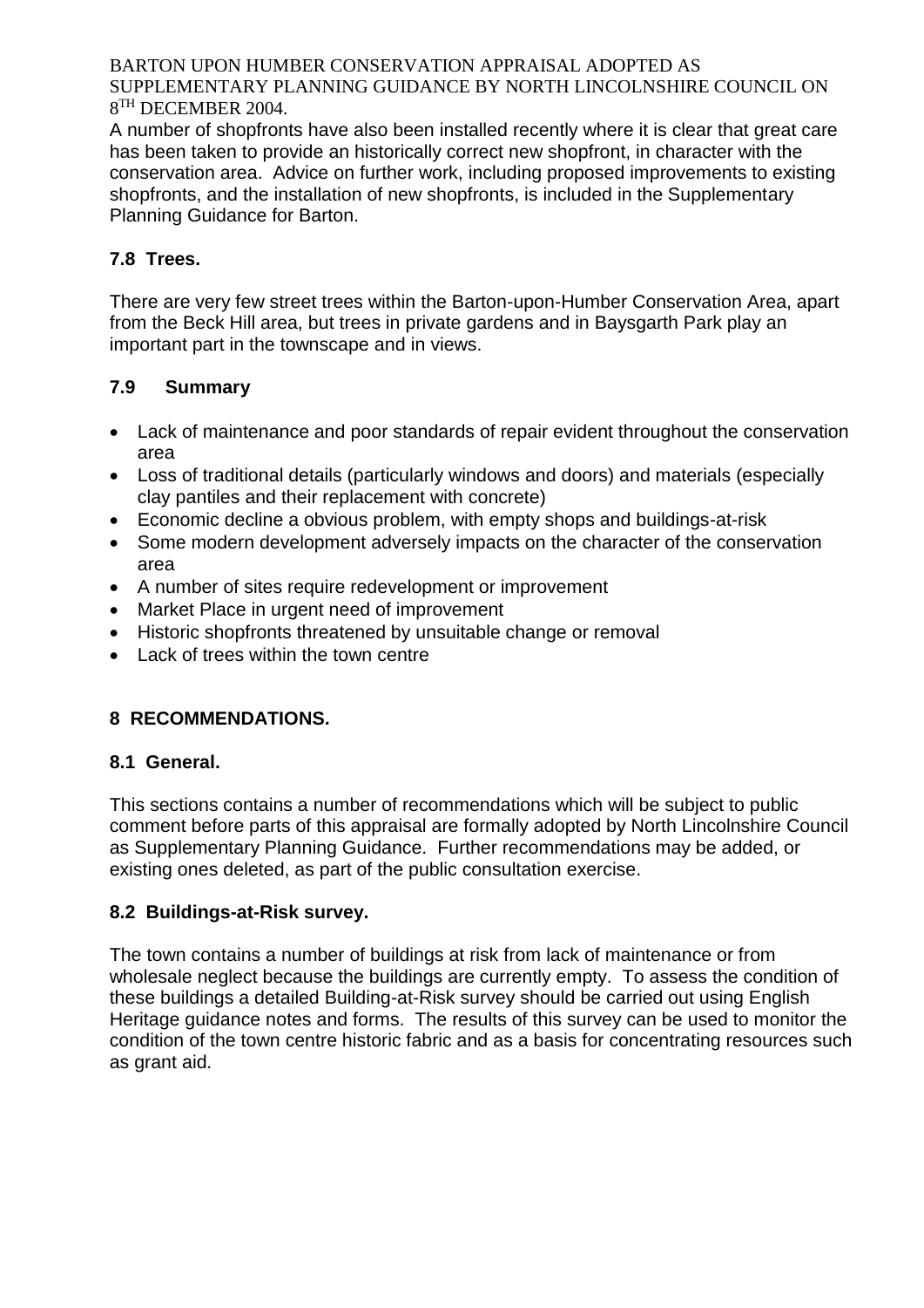A number of shopfronts have also been installed recently where it is clear that great care has been taken to provide an historically correct new shopfront, in character with the conservation area. Advice on further work, including proposed improvements to existing shopfronts, and the installation of new shopfronts, is included in the Supplementary Planning Guidance for Barton.

### 7.8 Trees.

There are very few street trees within the Barton-upon-Humber Conservation Area, apart from the Beck Hill area, but trees in private gardens and in Baysgarth Park play an important part in the townscape and in views.

### 7.9 Summary

- Lack of maintenance and poor standards of repair evident throughout the conservation area
- Loss of traditional details (particularly windows and doors) and materials (especially clay pantiles and their replacement with concrete)
- Economic decline a obvious problem, with empty shops and buildings-at-risk
- Some modern development adversely impacts on the character of the conservation area
- A number of sites require redevelopment or improvement
- Market Place in urgent need of improvement
- Historic shopfronts threatened by unsuitable change or removal
- Lack of trees within the town centre

## 8 RECOMMENDATIONS.

### 8.1 General.

This sections contains a number of recommendations which will be subject to public comment before parts of this appraisal are formally adopted by North Lincolnshire Council as Supplementary Planning Guidance. Further recommendations may be added, or existing ones deleted, as part of the public consultation exercise.

### 8.2 Buildings-at-Risk survey.

The town contains a number of buildings at risk from lack of maintenance or from wholesale neglect because the buildings are currently empty. To assess the condition of these buildings a detailed Building-at-Risk survey should be carried out using English Heritage guidance notes and forms. The results of this survey can be used to monitor the condition of the town centre historic fabric and as a basis for concentrating resources such as grant aid.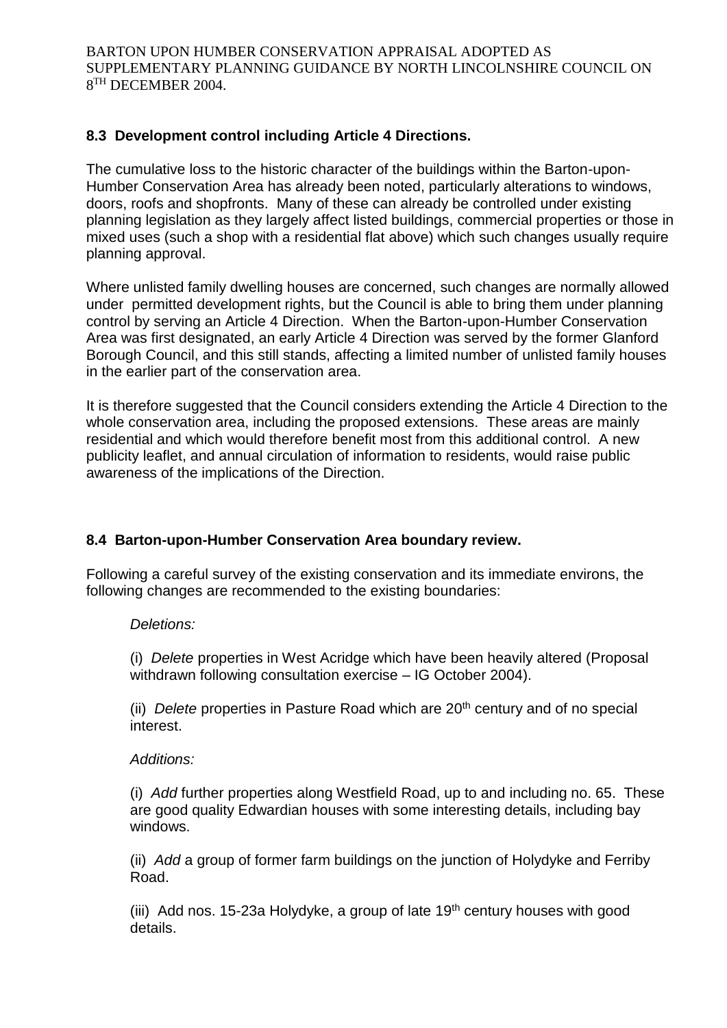## 8.3 Development control including Article 4 Directions.

The cumulative loss to the historic character of the buildings within the Barton-upon-Humber Conservation Area has already been noted, particularly alterations to windows, doors, roofs and shopfronts. Many of these can already be controlled under existing planning legislation as they largely affect listed buildings, commercial properties or those in mixed uses (such a shop with a residential flat above) which such changes usually require planning approval.

Where unlisted family dwelling houses are concerned, such changes are normally allowed under permitted development rights, but the Council is able to bring them under planning control by serving an Article 4 Direction. When the Barton-upon-Humber Conservation Area was first designated, an early Article 4 Direction was served by the former Glanford Borough Council, and this still stands, affecting a limited number of unlisted family houses in the earlier part of the conservation area.

It is therefore suggested that the Council considers extending the Article 4 Direction to the whole conservation area, including the proposed extensions. These areas are mainly residential and which would therefore benefit most from this additional control. A new publicity leaflet, and annual circulation of information to residents, would raise public awareness of the implications of the Direction.

## 8.4 Barton-upon-Humber Conservation Area boundary review.

Following a careful survey of the existing conservation and its immediate environs, the following changes are recommended to the existing boundaries:

*Deletions:*

(i) *Delete* properties in West Acridge which have been heavily altered (Proposal withdrawn following consultation exercise – IG October 2004).

(ii) *Delete* properties in Pasture Road which are 20th century and of no special interest.

*Additions:*

(i) *Add* further properties along Westfield Road, up to and including no. 65. These are good quality Edwardian houses with some interesting details, including bay windows.

(ii) *Add* a group of former farm buildings on the junction of Holydyke and Ferriby Road.

(iii) Add nos. 15-23a Holydyke, a group of late 19th century houses with good details.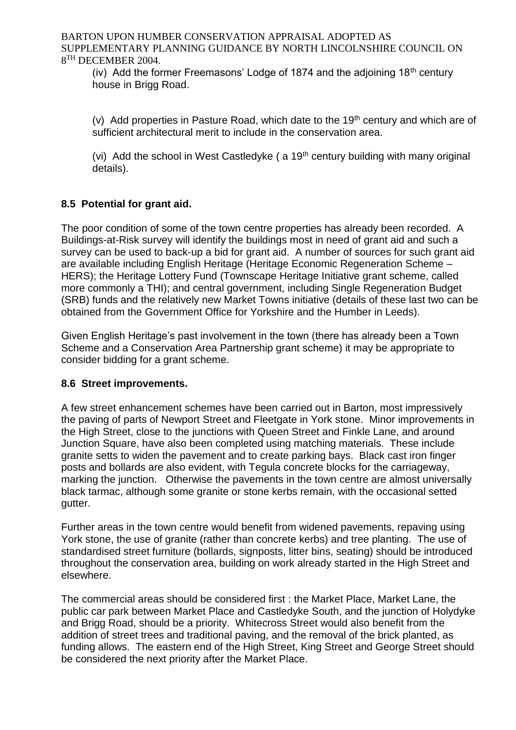(iv) Add the former Freemasons' Lodge of 1874 and the adjoining 18th century house in Brigg Road.

(v) Add properties in Pasture Road, which date to the 19th century and which are of sufficient architectural merit to include in the conservation area.

(vi) Add the school in West Castledyke ( a 19th century building with many original details).

## 8.5 Potential for grant aid.

The poor condition of some of the town centre properties has already been recorded. A Buildings-at-Risk survey will identify the buildings most in need of grant aid and such a survey can be used to back-up a bid for grant aid. A number of sources for such grant aid are available including English Heritage (Heritage Economic Regeneration Scheme – HERS); the Heritage Lottery Fund (Townscape Heritage Initiative grant scheme, called more commonly a THI); and central government, including Single Regeneration Budget (SRB) funds and the relatively new Market Towns initiative (details of these last two can be obtained from the Government Office for Yorkshire and the Humber in Leeds).

Given English Heritage's past involvement in the town (there has already been a Town Scheme and a Conservation Area Partnership grant scheme) it may be appropriate to consider bidding for a grant scheme.

## 8.6 Street improvements.

A few street enhancement schemes have been carried out in Barton, most impressively the paving of parts of Newport Street and Fleetgate in York stone. Minor improvements in the High Street, close to the junctions with Queen Street and Finkle Lane, and around Junction Square, have also been completed using matching materials. These include granite setts to widen the pavement and to create parking bays. Black cast iron finger posts and bollards are also evident, with Tegula concrete blocks for the carriageway, marking the junction. Otherwise the pavements in the town centre are almost universally black tarmac, although some granite or stone kerbs remain, with the occasional setted gutter.

Further areas in the town centre would benefit from widened pavements, repaving using York stone, the use of granite (rather than concrete kerbs) and tree planting. The use of standardised street furniture (bollards, signposts, litter bins, seating) should be introduced throughout the conservation area, building on work already started in the High Street and elsewhere.

The commercial areas should be considered first : the Market Place, Market Lane, the public car park between Market Place and Castledyke South, and the junction of Holydyke and Brigg Road, should be a priority. Whitecross Street would also benefit from the addition of street trees and traditional paving, and the removal of the brick planted, as funding allows. The eastern end of the High Street, King Street and George Street should be considered the next priority after the Market Place.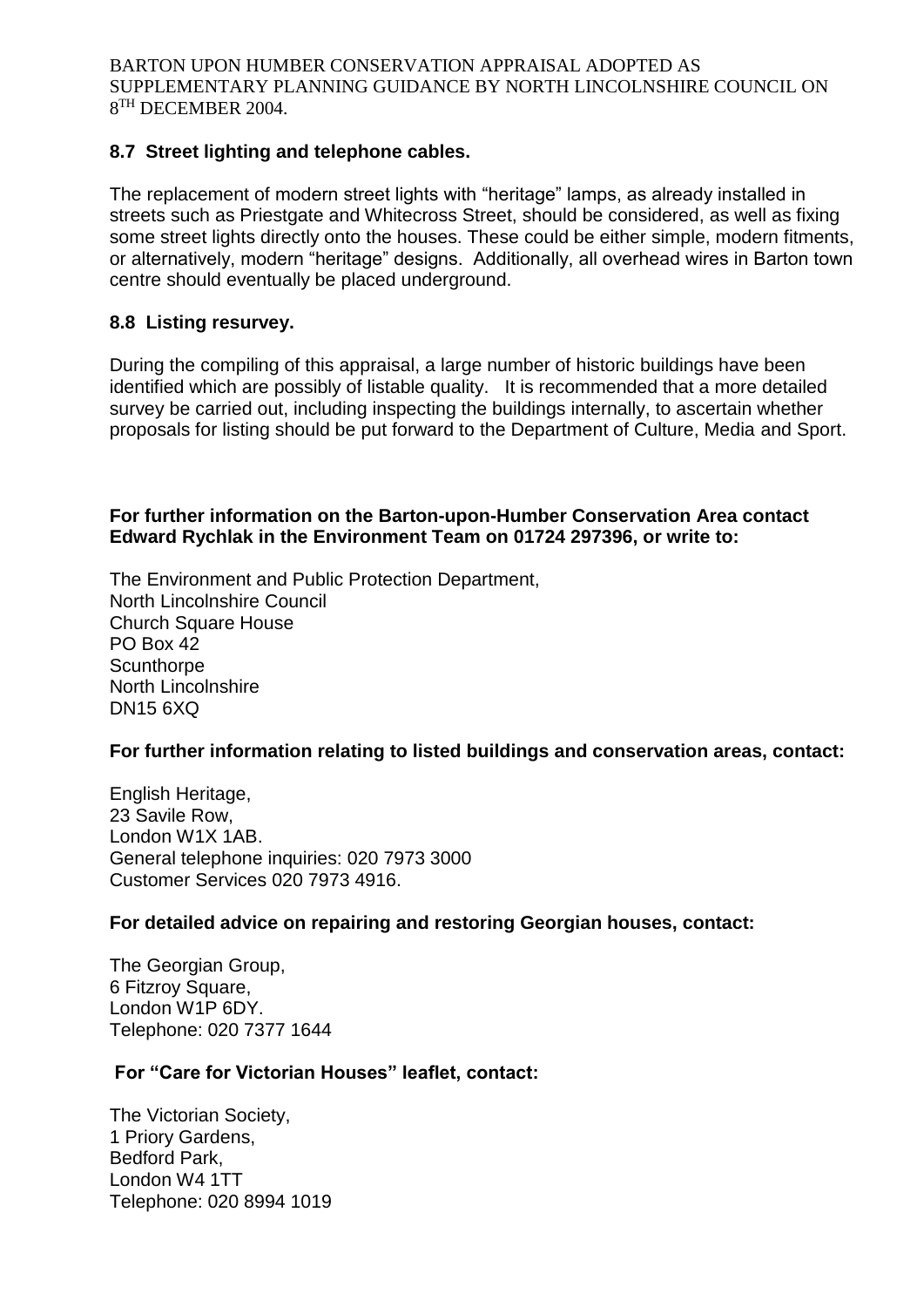## 8.7 Street lighting and telephone cables.

The replacement of modern street lights with "heritage" lamps, as already installed in streets such as Priestgate and Whitecross Street, should be considered, as well as fixing some street lights directly onto the houses. These could be either simple, modern fitments, or alternatively, modern "heritage" designs. Additionally, all overhead wires in Barton town centre should eventually be placed underground.

## 8.8 Listing resurvey.

During the compiling of this appraisal, a large number of historic buildings have been identified which are possibly of listable quality. It is recommended that a more detailed survey be carried out, including inspecting the buildings internally, to ascertain whether proposals for listing should be put forward to the Department of Culture, Media and Sport.

**For further information on the Barton-upon-Humber Conservation Area contact Edward Rychlak in the Environment Team on 01724 297396, or write to:**

The Environment and Public Protection Department,
North Lincolnshire Council
Church Square House
PO Box 42
Scunthorpe
North Lincolnshire
DN15 6XQ

**For further information relating to listed buildings and conservation areas, contact:**

English Heritage,
23 Savile Row,
London W1X 1AB.
General telephone inquiries: 020 7973 3000
Customer Services 020 7973 4916.

**For detailed advice on repairing and restoring Georgian houses, contact:**

The Georgian Group,
6 Fitzroy Square,
London W1P 6DY.
Telephone: 020 7377 1644

**For "Care for Victorian Houses" leaflet, contact:**

The Victorian Society,
1 Priory Gardens,
Bedford Park,
London W4 1TT
Telephone: 020 8994 1019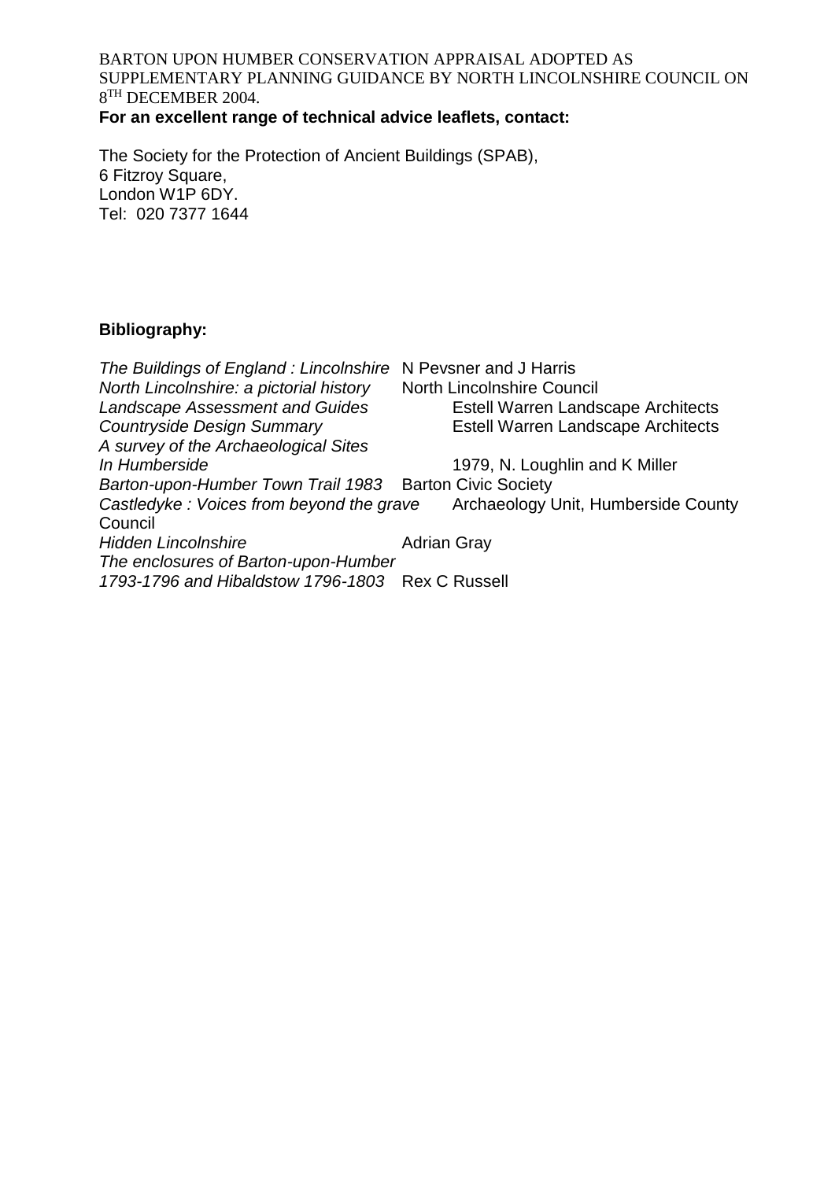BARTON UPON HUMBER CONSERVATION APPRAISAL ADOPTED AS SUPPLEMENTARY PLANNING GUIDANCE BY NORTH LINCOLNSHIRE COUNCIL ON 8TH DECEMBER 2004.

**For an excellent range of technical advice leaflets, contact:**

The Society for the Protection of Ancient Buildings (SPAB),
6 Fitzroy Square,
London W1P 6DY.
Tel: 020 7377 1644

**Bibliography:**

| | |
|---|---|
| *The Buildings of England : Lincolnshire* | N Pevsner and J Harris |
| *North Lincolnshire: a pictorial history* | North Lincolnshire Council |
| *Landscape Assessment and Guides* | Estell Warren Landscape Architects |
| *Countryside Design Summary* | Estell Warren Landscape Architects |
| *A survey of the Archaeological Sites In Humberside* | 1979, N. Loughlin and K Miller |
| *Barton-upon-Humber Town Trail 1983* | Barton Civic Society |
| *Castledyke : Voices from beyond the grave* | Archaeology Unit, Humberside County Council |
| *Hidden Lincolnshire* | Adrian Gray |
| *The enclosures of Barton-upon-Humber 1793-1796 and Hibaldstow 1796-1803* | Rex C Russell |